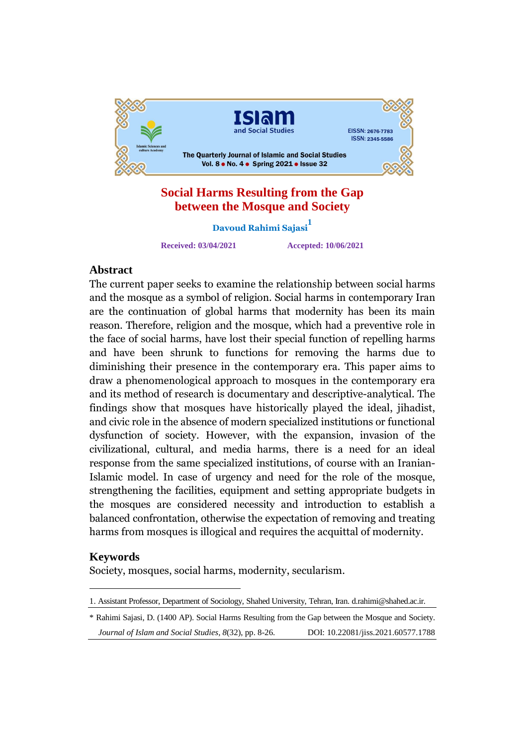# Social Harms Resulting from the Gap between the Mosque and Society

**Davoud Rahimi Sajasi**[1]

**Received: 03/04/2021** **Accepted: 10/06/2021**

## Abstract

The current paper seeks to examine the relationship between social harms and the mosque as a symbol of religion. Social harms in contemporary Iran are the continuation of global harms that modernity has been its main reason. Therefore, religion and the mosque, which had a preventive role in the face of social harms, have lost their special function of repelling harms and have been shrunk to functions for removing the harms due to diminishing their presence in the contemporary era. This paper aims to draw a phenomenological approach to mosques in the contemporary era and its method of research is documentary and descriptive-analytical. The findings show that mosques have historically played the ideal, jihadist, and civic role in the absence of modern specialized institutions or functional dysfunction of society. However, with the expansion, invasion of the civilizational, cultural, and media harms, there is a need for an ideal response from the same specialized institutions, of course with an Iranian-Islamic model. In case of urgency and need for the role of the mosque, strengthening the facilities, equipment and setting appropriate budgets in the mosques are considered necessity and introduction to establish a balanced confrontation, otherwise the expectation of removing and treating harms from mosques is illogical and requires the acquittal of modernity.

## Keywords

Society, mosques, social harms, modernity, secularism.

---

1. Assistant Professor, Department of Sociology, Shahed University, Tehran, Iran. d.rahimi@shahed.ac.ir.

* Rahimi Sajasi, D. (1400 AP). Social Harms Resulting from the Gap between the Mosque and Society. *Journal of Islam and Social Studies, 8*(32), pp. 8-26. DOI: 10.22081/jiss.2021.60577.1788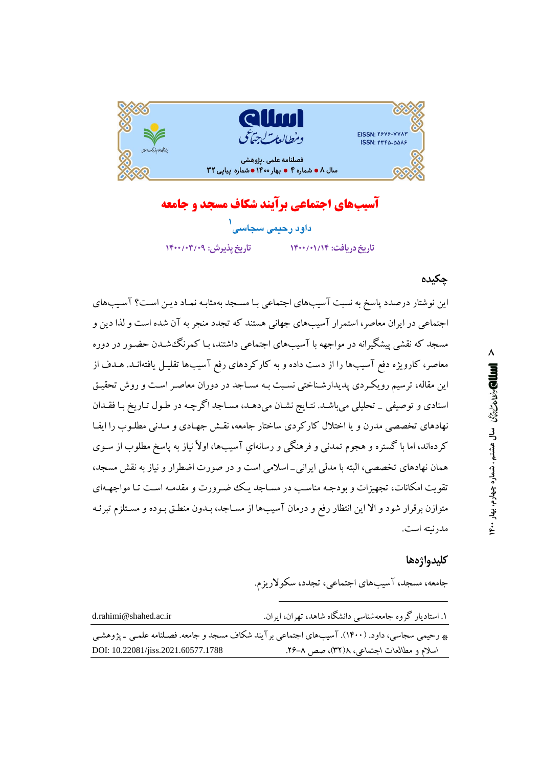# آسیب‌های اجتماعی برآیند شکاف مسجد و جامعه

داود رحیمی سجاسی[1]

تاریخ دریافت: ۱۴۰۰/۰۱/۱۴ تاریخ پذیرش: ۱۴۰۰/۰۳/۰۹

## چکیده

این نوشتار درصدد پاسخ به نسبت آسیب‌های اجتماعی با مسجد به‌مثابه نماد دین است؟ آسیب‌های اجتماعی در ایران معاصر، استمرار آسیب‌های جهانی هستند که تجدد منجر به آن شده است و لذا دین و مسجد که نقشی پیشگیرانه در مواجهه با آسیب‌های اجتماعی داشتند، با کمرنگ‌شدن حضور در دوره معاصر، کارویژه دفع آسیب‌ها را از دست داده و به کارکردهای رفع آسیب‌ها تقلیل یافته‌اند. هدف از این مقاله، ترسیم رویکردی پدیدارشناختی نسبت به مساجد در دوران معاصر است و روش تحقیق اسنادی و توصیفی ـ تحلیلی می‌باشد. نتایج نشان می‌دهد، مساجد اگرچه در طول تاریخ با فقدان نهادهای تخصصی مدرن و یا اختلال کارکردی ساختار جامعه، نقش جهادی و مدنی مطلوب را ایفا کرده‌اند، اما با گستره و هجوم تمدنی و فرهنگی و رسانه‌ایِ آسیب‌ها، اولاً نیاز به پاسخ مطلوب از سوی همان نهادهای تخصصی، البته با مدلی ایرانی_ اسلامی است و در صورت اضطرار و نیاز به نقش مسجد، تقویت امکانات، تجهیزات و بودجه مناسب در مساجد یک ضرورت و مقدمه است تا مواجهه‌ای متوازن برقرار شود و الا این انتظار رفع و درمان آسیب‌ها از مساجد، بدون منطق بوده و مستلزم تبرئه مدرنیته است.

## کلیدواژه‌ها

جامعه، مسجد، آسیب‌های اجتماعی، تجدد، سکولاریزم.

---

[1]. استادیار گروه جامعه‌شناسی دانشگاه شاهد، تهران، ایران. d.rahimi@shahed.ac.ir

* رحیمی سجاسی، داود. (۱۴۰۰). آسیب‌های اجتماعی برآیند شکاف مسجد و جامعه. فصلنامه علمی ـ پژوهشی اسلام و مطالعات اجتماعی، ۸(۳۲)، صص ۸-۲۶. DOI: 10.22081/jiss.2021.60577.1788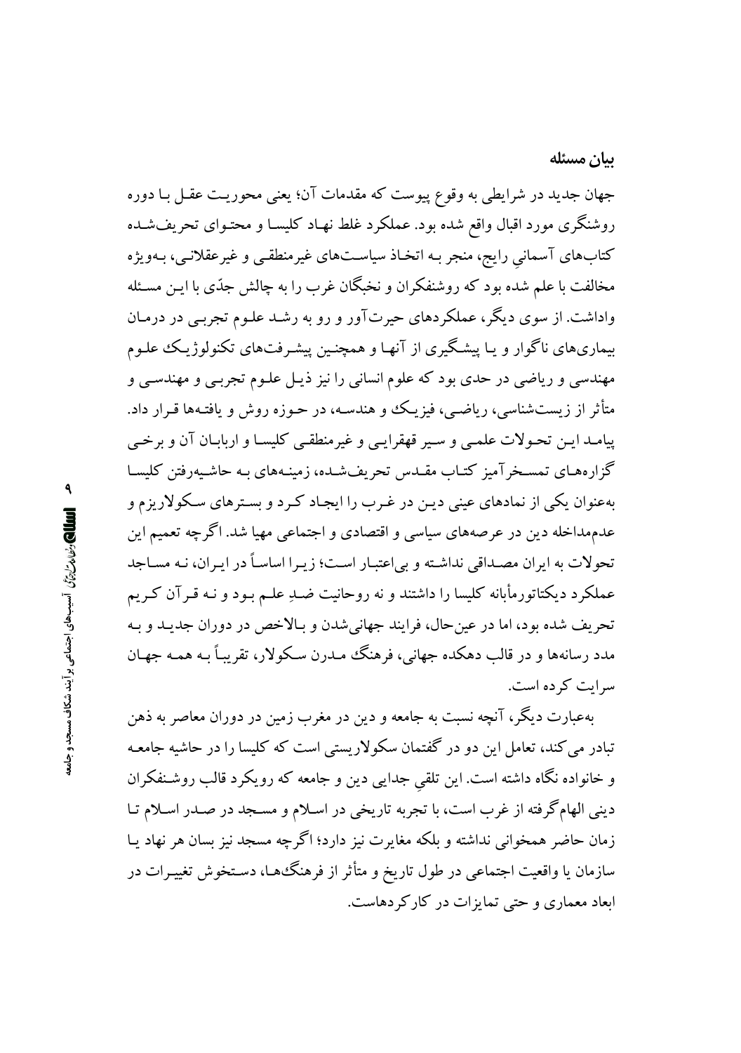## بیان مسئله

جهان جدید در شرایطی به وقوع پیوست که مقدمات آن؛ یعنی محوریت عقل با دوره روشنگری مورد اقبال واقع شده بود. عملکرد غلط نهاد کلیسا و محتوای تحریف‌شده کتاب‌های آسمانیِ رایج، منجر به اتخاذ سیاست‌های غیرمنطقی و غیرعقلانی، به‌ویژه مخالفت با علم شده بود که روشنفکران و نخبگان غرب را به چالش جدّی با این مسئله واداشت. از سوی دیگر، عملکردهای حیرت‌آور و رو به رشد علوم تجربی در درمان بیماری‌های ناگوار و یا پیشگیری از آنها و همچنین پیشرفت‌های تکنولوژیک علوم مهندسی و ریاضی در حدی بود که علوم انسانی را نیز ذیل علوم تجربی و مهندسی و متأثر از زیست‌شناسی، ریاضی، فیزیک و هندسه، در حوزه روش و یافته‌ها قرار داد. پیامد این تحولات علمی و سیر قهقرایی و غیرمنطقی کلیسا و اربابان آن و برخی گزاره‌های تمسخرآمیز کتاب مقدس تحریف‌شده، زمینه‌های به حاشیه‌رفتن کلیسا به‌عنوان یکی از نمادهای عینی دین در غرب را ایجاد کرد و بسترهای سکولاریزم و عدم‌مداخله دین در عرصه‌های سیاسی و اقتصادی و اجتماعی مهیا شد. اگرچه تعمیم این تحولات به ایران مصداقی نداشته و بی‌اعتبار است؛ زیرا اساساً در ایران، نه مساجد عملکرد دیکتاتورمأبانه کلیسا را داشتند و نه روحانیت ضدِ علم بود و نه قرآن کریم تحریف شده بود، اما در عین‌حال، فرایند جهانی‌شدن و بالاخص در دوران جدید و به مدد رسانه‌ها و در قالب دهکده جهانی، فرهنگ مدرن سکولار، تقریباً به همه جهان سرایت کرده است.

به‌عبارت دیگر، آنچه نسبت به جامعه و دین در مغرب زمین در دوران معاصر به ذهن تبادر می‌کند، تعامل این دو در گفتمان سکولاریستی است که کلیسا را در حاشیه جامعه و خانواده نگاه داشته است. این تلقیِ جدایی دین و جامعه که رویکرد قالب روشنفکران دینی الهام‌گرفته از غرب است، با تجربه تاریخی در اسلام و مسجد در صدر اسلام تا زمان حاضر همخوانی نداشته و بلکه مغایرت نیز دارد؛ اگرچه مسجد نیز بسان هر نهاد یا سازمان یا واقعیت اجتماعی در طول تاریخ و متأثر از فرهنگ‌ها، دستخوش تغییرات در ابعاد معماری و حتی تمایزات در کارکردهاست.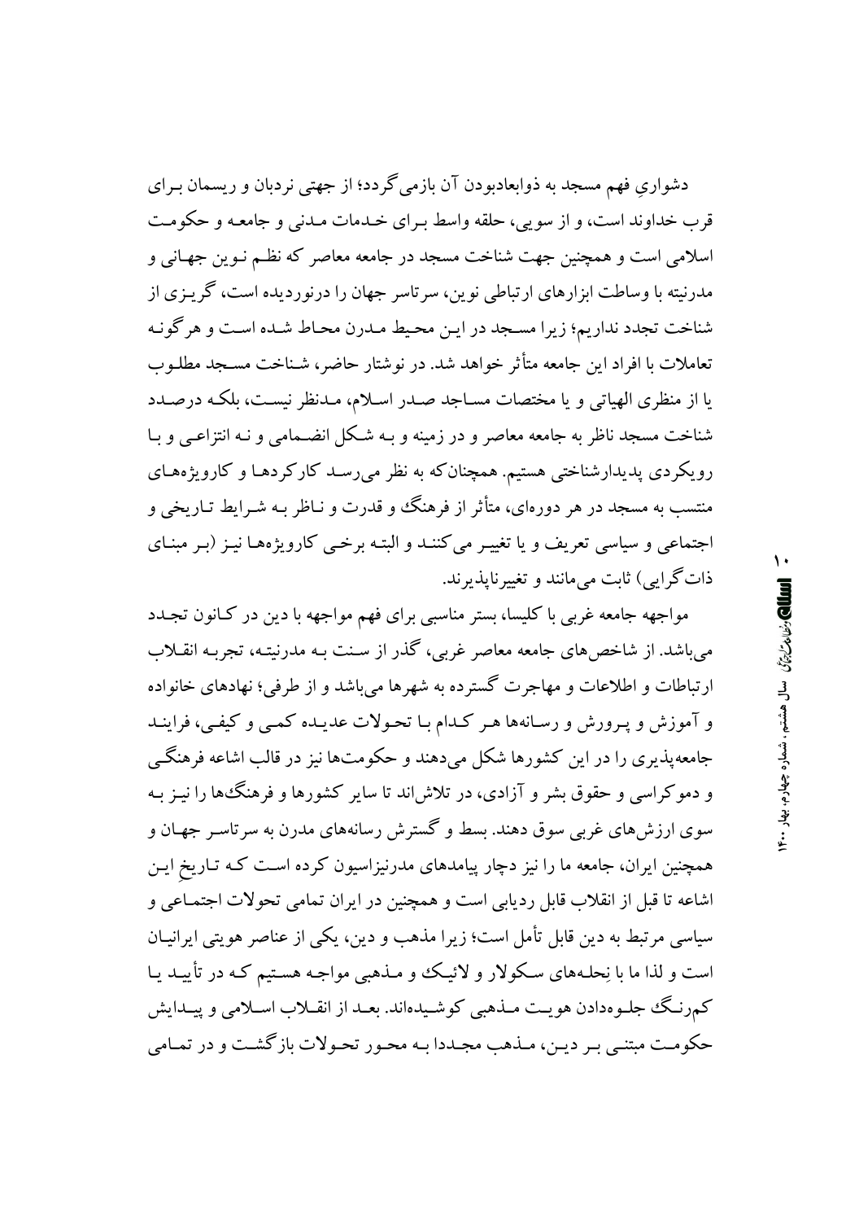دشواریِ فهم مسجد به ذوابعادبودن آن بازمی‌گردد؛ از جهتی نردبان و ریسمان برای قرب خداوند است، و از سویی، حلقه واسط برای خدمات مدنی و جامعه و حکومت اسلامی است و همچنین جهت شناخت مسجد در جامعه معاصر که نظم نوین جهانی و مدرنیته با وساطت ابزارهای ارتباطی نوین، سرتاسر جهان را درنوردیده است، گریزی از شناخت تجدد نداریم؛ زیرا مسجد در این محیط مدرن محاط شده است و هرگونه تعاملات با افراد این جامعه متأثر خواهد شد. در نوشتار حاضر، شناخت مسجد مطلوب یا از منظری الهیاتی و یا مختصات مساجد صدر اسلام، مدنظر نیست، بلکه درصدد شناخت مسجد ناظر به جامعه معاصر و در زمینه و به شکل انضمامی و نه انتزاعی و با رویکردی پدیدارشناختی هستیم. همچنان‌که به نظر می‌رسد کارکردها و کارویژه‌های منتسب به مسجد در هر دوره‌ای، متأثر از فرهنگ و قدرت و ناظر به شرایط تاریخی و اجتماعی و سیاسی تعریف و یا تغییر می‌کنند و البته برخی کارویژه‌ها نیز (بر مبنای ذات‌گرایی) ثابت می‌مانند و تغییرناپذیرند.

مواجهه جامعه غربی با کلیسا، بستر مناسبی برای فهم مواجهه با دین در کانون تجدد می‌باشد. از شاخص‌های جامعه معاصر غربی، گذر از سنت به مدرنیته، تجربه انقلاب ارتباطات و اطلاعات و مهاجرت گسترده به شهرها می‌باشد و از طرفی؛ نهادهای خانواده و آموزش و پرورش و رسانه‌ها هر کدام با تحولات عدیده کمی و کیفی، فرایند جامعه‌پذیری را در این کشورها شکل می‌دهند و حکومت‌ها نیز در قالب اشاعه فرهنگی و دموکراسی و حقوق بشر و آزادی، در تلاش‌اند تا سایر کشورها و فرهنگ‌ها را نیز به سوی ارزش‌های غربی سوق دهند. بسط و گسترش رسانه‌های مدرن به سرتاسر جهان و همچنین ایران، جامعه ما را نیز دچار پیامدهای مدرنیزاسیون کرده است که تاریخِ این اشاعه تا قبل از انقلاب قابل ردیابی است و همچنین در ایران تمامی تحولات اجتماعی و سیاسی مرتبط به دین قابل تأمل است؛ زیرا مذهب و دین، یکی از عناصر هویتی ایرانیان است و لذا ما با نِحله‌های سکولار و لائیک و مذهبی مواجه هستیم که در تأیید یا کم‌رنگ جلوه‌دادن هویت مذهبی کوشیده‌اند. بعد از انقلاب اسلامی و پیدایش حکومت مبتنی بر دین، مذهب مجددا به محور تحولات بازگشت و در تمامی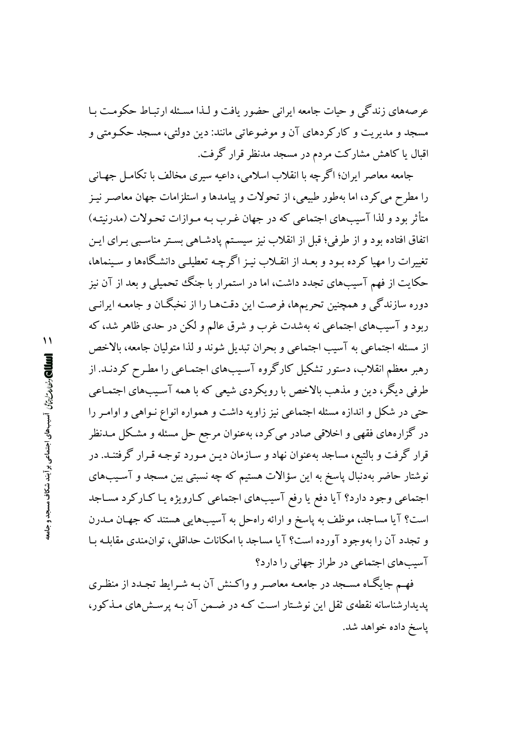عرصه‌های زندگی و حیات جامعه ایرانی حضور یافت و لذا مسئله ارتباط حکومت با مسجد و مدیریت و کارکردهای آن و موضوعاتی مانند: دین دولتی، مسجد حکومتی و اقبال یا کاهش مشارکت مردم در مسجد مدنظر قرار گرفت.

جامعه معاصر ایران؛ اگرچه با انقلاب اسلامی، داعیه سیری مخالف با تکامل جهانی را مطرح می‌کرد، اما به‌طور طبیعی، از تحولات و پیامدها و استلزامات جهان معاصر نیز متأثر بود و لذا آسیب‌های اجتماعی که در جهان غرب به موازات تحولات (مدرنیته) اتفاق افتاده بود و از طرفی؛ قبل از انقلاب نیز سیستم پادشاهی بستر مناسبی برای این تغییرات را مهیا کرده بود و بعد از انقلاب نیز اگرچه تعطیلی دانشگاه‌ها و سینماها، حکایت از فهم آسیب‌های تجدد داشت، اما در استمرار با جنگ تحمیلی و بعد از آن نیز دوره سازندگی و همچنین تحریم‌ها، فرصت این دقت‌ها را از نخبگان و جامعه ایرانی ربود و آسیب‌های اجتماعی نه به‌شدت غرب و شرق عالم و لکن در حدی ظاهر شد، که از مسئله اجتماعی به آسیب اجتماعی و بحران تبدیل شوند و لذا متولیان جامعه، بالاخص رهبر معظم انقلاب، دستور تشکیل کارگروه آسیب‌های اجتماعی را مطرح کردند. از طرفی دیگر، دین و مذهب بالاخص با رویکردی شیعی که با همه آسیب‌های اجتماعی حتی در شکل و اندازه مسئله اجتماعی نیز زاویه داشت و همواره انواع نواهی و اوامر را در گزاره‌های فقهی و اخلاقی صادر می‌کرد، به‌عنوان مرجع حل مسئله و مشکل مدنظر قرار گرفت و بالتبع، مساجد به‌عنوان نهاد و سازمان دین مورد توجه قرار گرفتند. در نوشتار حاضر به‌دنبال پاسخ به این سؤالات هستیم که چه نسبتی بین مسجد و آسیب‌های اجتماعی وجود دارد؟ آیا دفع یا رفع آسیب‌های اجتماعی کارویژه یا کارکرد مساجد است؟ آیا مساجد، موظف به پاسخ و ارائه راه‌حل به آسیب‌هایی هستند که جهان مدرن و تجدد آن را به‌وجود آورده است؟ آیا مساجد با امکانات حداقلی، توان‌مندی مقابله با آسیب‌های اجتماعی در طراز جهانی را دارد؟

فهم جایگاه مسجد در جامعه معاصر و واکنش آن به شرایط تجدد از منظری پدیدارشناسانه نقطه‌ی ثقل این نوشتار است که در ضمن آن به پرسش‌های مذکور، پاسخ داده خواهد شد.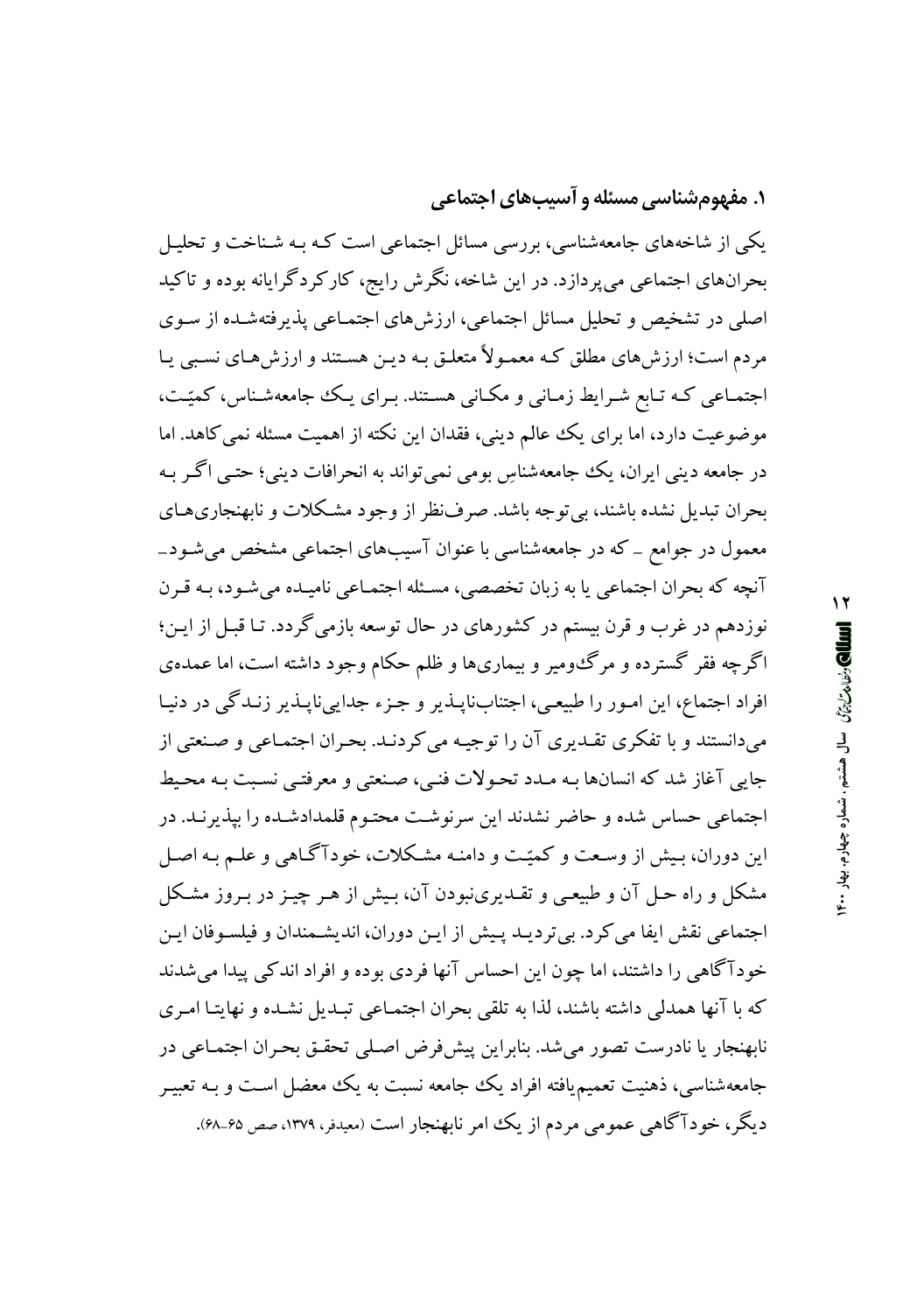### ۱. مفهوم‌شناسی مسئله و آسیب‌های اجتماعی

یکی از شاخه‌های جامعه‌شناسی، بررسی مسائل اجتماعی است که به شناخت و تحلیل بحران‌های اجتماعی می‌پردازد. در این شاخه، نگرش رایج، کارکردگرایانه بوده و تاکید اصلی در تشخیص و تحلیل مسائل اجتماعی، ارزش‌های اجتماعی پذیرفته‌شده از سوی مردم است؛ ارزش‌های مطلق که معمولاً متعلق به دین هستند و ارزش‌های نسبی یا اجتماعی که تابع شرایط زمانی و مکانی هستند. برای یک جامعه‌شناس، کمیّت، موضوعیت دارد، اما برای یک عالم دینی، فقدان این نکته از اهمیت مسئله نمی‌کاهد. اما در جامعه دینی ایران، یک جامعه‌شناسِ بومی نمی‌تواند به انحرافات دینی؛ حتی اگر به بحران تبدیل نشده باشند، بی‌توجه باشد. صرف‌نظر از وجود مشکلات و نابهنجاری‌های معمول در جوامع ـ که در جامعه‌شناسی با عنوان آسیب‌های اجتماعی مشخص می‌شود ـ آنچه که بحران اجتماعی یا به زبان تخصصی، مسئله اجتماعی نامیده می‌شود، به قرن نوزدهم در غرب و قرن بیستم در کشورهای در حال توسعه بازمی‌گردد. تا قبل از این؛ اگرچه فقر گسترده و مرگ‌ومیر و بیماری‌ها و ظلم حکام وجود داشته است، اما عمده‌ی افراد اجتماع، این امور را طبیعی، اجتناب‌ناپذیر و جزء جدایی‌ناپذیر زندگی در دنیا می‌دانستند و با تفکری تقدیری آن را توجیه می‌کردند. بحران اجتماعی و صنعتی از جایی آغاز شد که انسان‌ها به مدد تحولات فنی، صنعتی و معرفتی نسبت به محیط اجتماعی حساس شده و حاضر نشدند این سرنوشت محتوم قلمدادشده را بپذیرند. در این دوران، بیش از وسعت و کمیّت و دامنه مشکلات، خودآگاهی و علم به اصل مشکل و راه حل آن و طبیعی و تقدیری‌نبودن آن، بیش از هر چیز در بروز مشکل اجتماعی نقش ایفا می‌کرد. بی‌تردید پیش از این دوران، اندیشمندان و فیلسوفان این خودآگاهی را داشتند، اما چون این احساس آنها فردی بوده و افراد اندکی پیدا می‌شدند که با آنها همدلی داشته باشند، لذا به تلقی بحران اجتماعی تبدیل نشده و نهایتا امری نابهنجار یا نادرست تصور می‌شد. بنابراین پیش‌فرض اصلی تحقق بحران اجتماعی در جامعه‌شناسی، ذهنیت تعمیم‌یافته افراد یک جامعه نسبت به یک معضل است و به تعبیر دیگر، خودآگاهی عمومی مردم از یک امر نابهنجار است (معیدفر، ۱۳۷۹، صص ۶۵-۶۸).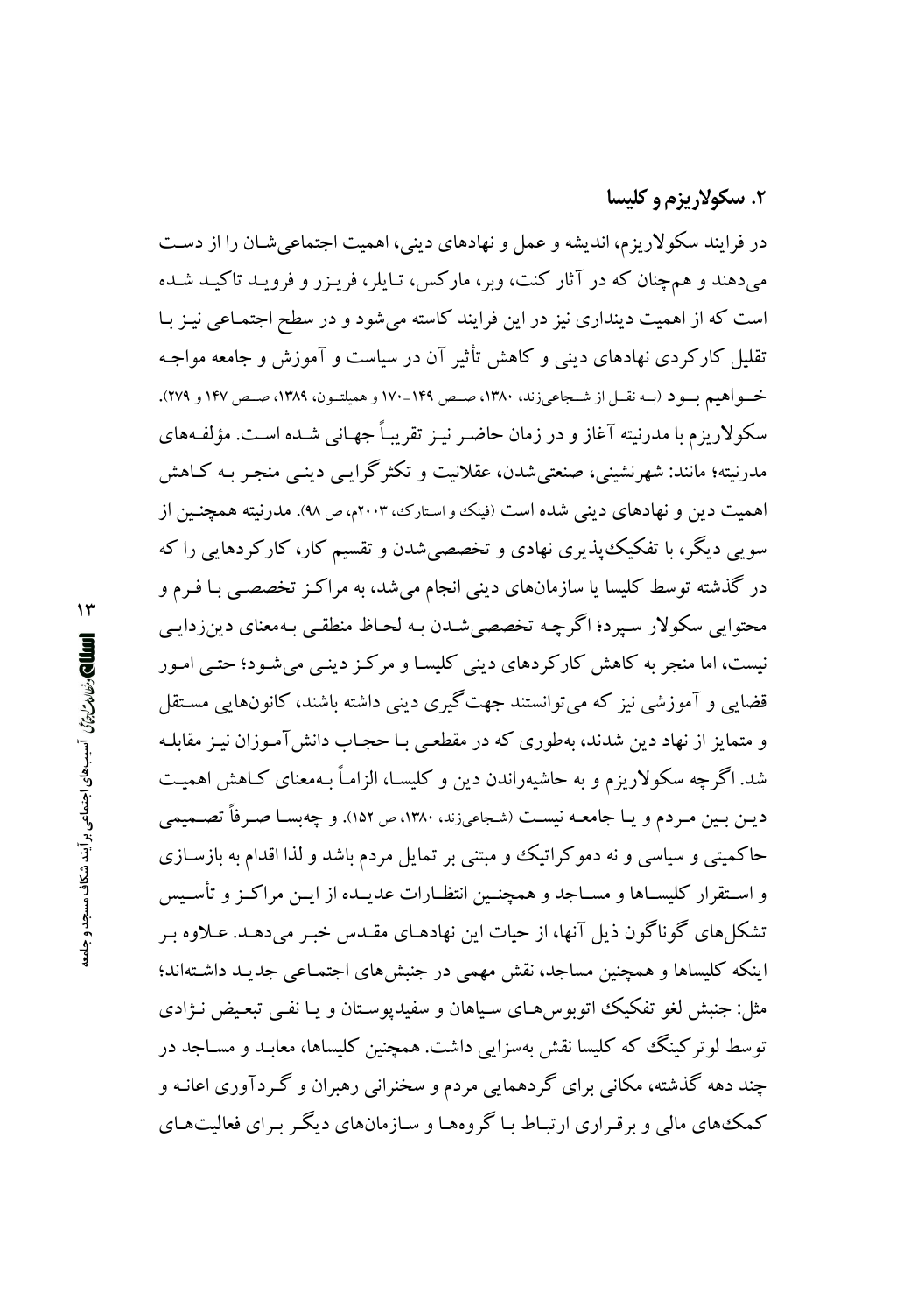## ۲. سکولاریزم و کلیسا

در فرایند سکولاریزم، اندیشه و عمل و نهادهای دینی، اهمیت اجتماعی‌شان را از دست می‌دهند و هم‌چنان که در آثار کنت، وبر، مارکس، تایلر، فریزر و فروید تاکید شده است که از اهمیت دینداری نیز در این فرایند کاسته می‌شود و در سطح اجتماعی نیز با تقلیل کارکردی نهادهای دینی و کاهش تأثیر آن در سیاست و آموزش و جامعه مواجه خواهیم بود (به نقل از شجاعی‌زند، ۱۳۸۰، صص ۱۴۹-۱۷۰ و همیلتون، ۱۳۸۹، صص ۱۴۷ و ۲۷۹). سکولاریزم با مدرنیته آغاز و در زمان حاضر نیز تقریباً جهانی شده است. مؤلفه‌های مدرنیته؛ مانند: شهرنشینی، صنعتی‌شدن، عقلانیت و تکثرگرایی دینی منجر به کاهش اهمیت دین و نهادهای دینی شده است (فینک و استارک، ۲۰۰۳م، ص ۹۸). مدرنیته همچنین از سویی دیگر، با تفکیک‌پذیری نهادی و تخصصی‌شدن و تقسیم کار، کارکردهایی را که در گذشته توسط کلیسا یا سازمان‌های دینی انجام می‌شد، به مراکز تخصصی با فرم و محتوایی سکولار سپرد؛ اگرچه تخصصی‌شدن به لحاظ منطقی به‌معنای دین‌زدایی نیست، اما منجر به کاهش کارکردهای دینی کلیسا و مرکز دینی می‌شود؛ حتی امور قضایی و آموزشی نیز که می‌توانستند جهت‌گیری دینی داشته باشند، کانون‌هایی مستقل و متمایز از نهاد دین شدند، به‌طوری که در مقطعی با حجاب دانش‌آموزان نیز مقابله شد. اگرچه سکولاریزم و به حاشیه‌راندن دین و کلیسا، الزاماً به‌معنای کاهش اهمیت دین بین مردم و یا جامعه نیست (شجاعی‌زند، ۱۳۸۰، ص ۱۵۲). و چه‌بسا صرفاً تصمیمی حاکمیتی و سیاسی و نه دموکراتیک و مبتنی بر تمایل مردم باشد و لذا اقدام به بازسازی و استقرار کلیساها و مساجد و همچنین انتظارات عدیده از این مراکز و تأسیس تشکل‌های گوناگون ذیل آنها، از حیات این نهادهای مقدس خبر می‌دهد. علاوه بر اینکه کلیساها و همچنین مساجد، نقش مهمی در جنبش‌های اجتماعی جدید داشته‌اند؛ مثل: جنبش لغو تفکیک اتوبوس‌های سیاهان و سفیدپوستان و یا نفی تبعیض نژادی توسط لوترکینگ که کلیسا نقش به‌سزایی داشت. همچنین کلیساها، معابد و مساجد در چند دهه گذشته، مکانی برای گردهمایی مردم و سخنرانی رهبران و گردآوری اعانه و کمک‌های مالی و برقراری ارتباط با گروه‌ها و سازمان‌های دیگر برای فعالیت‌های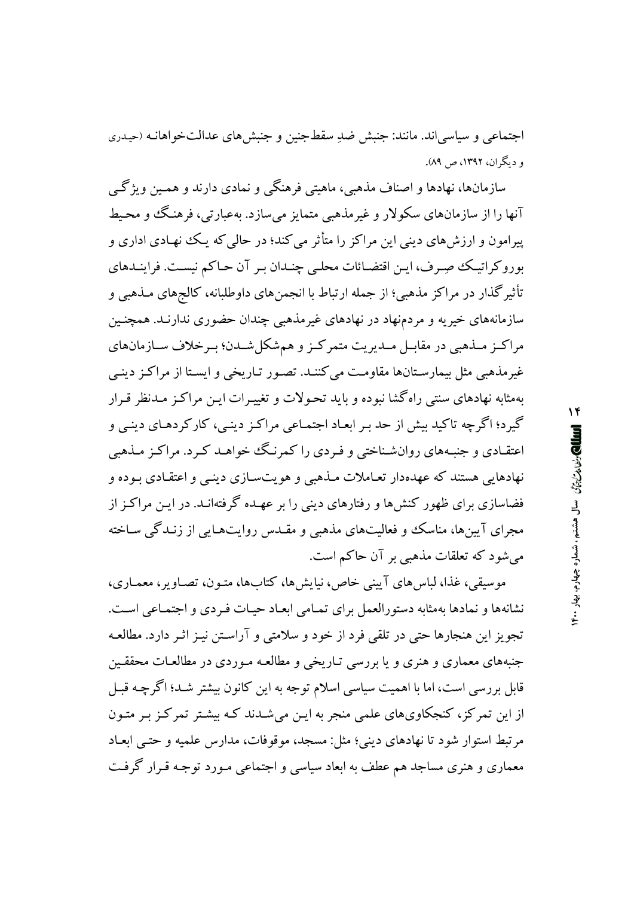اجتماعی و سیاسی‌اند. مانند: جنبش ضدِ سقط‌جنین و جنبش‌های عدالت‌خواهانه (حیدری و دیگران، ۱۳۹۲، ص ۸۹).

سازمان‌ها، نهادها و اصناف مذهبی، ماهیتی فرهنگی و نمادی دارند و همین ویژگی آنها را از سازمان‌های سکولار و غیرمذهبی متمایز می‌سازد. به‌عبارتی، فرهنگ و محیط پیرامون و ارزش‌های دینی این مراکز را متأثر می‌کند؛ در حالی‌که یک نهادی اداری و بوروکراتیک صِرف، این اقتضائات محلی چندان بر آن حاکم نیست. فرایندهای تأثیرگذار در مراکز مذهبی؛ از جمله ارتباط با انجمن‌های داوطلبانه، کالج‌های مذهبی و سازمانه‌های خیریه و مردم‌نهاد در نهادهای غیرمذهبی چندان حضوری ندارند. همچنین مراکز مذهبی در مقابل مدیریت متمرکز و هم‌شکل‌شدن؛ برخلاف سازمان‌های غیرمذهبی مثل بیمارستان‌ها مقاومت می‌کنند. تصور تاریخی و ایستا از مراکز دینی به‌مثابه نهادهای سنتی راه‌گشا نبوده و باید تحولات و تغییرات این مراکز مدنظر قرار گیرد؛ اگرچه تاکید بیش از حد بر ابعاد اجتماعی مراکز دینی، کارکردهای دینی و اعتقادی و جنبه‌های روان‌شناختی و فردی را کمرنگ خواهد کرد. مراکز مذهبی نهادهایی هستند که عهده‌دار تعاملات مذهبی و هویت‌سازی دینی و اعتقادی بوده و فضاسازی برای ظهور کنش‌ها و رفتارهای دینی را بر عهده گرفته‌اند. در این مراکز از مجرای آیین‌ها، مناسک و فعالیت‌های مذهبی و مقدس روایت‌هایی از زندگی ساخته می‌شود که تعلقات مذهبی بر آن حاکم است.

موسیقی، غذا، لباس‌های آیینی خاص، نیایش‌ها، کتاب‌ها، متون، تصاویر، معماری، نشانه‌ها و نمادها به‌مثابه دستورالعمل برای تمامی ابعاد حیات فردی و اجتماعی است. تجویز این هنجارها حتی در تلقی فرد از خود و سلامتی و آراستن نیز اثر دارد. مطالعه جنبه‌های معماری و هنری و یا بررسی تاریخی و مطالعه موردی در مطالعات محققین قابل بررسی است، اما با اهمیت سیاسی اسلام توجه به این کانون بیشتر شد؛ اگرچه قبل از این تمرکز، کنجکاوی‌های علمی منجر به این می‌شدند که بیشتر تمرکز بر متون مرتبط استوار شود تا نهادهای دینی؛ مثل: مسجد، موقوفات، مدارس علمیه و حتی ابعاد معماری و هنری مساجد هم عطف به ابعاد سیاسی و اجتماعی مورد توجه قرار گرفت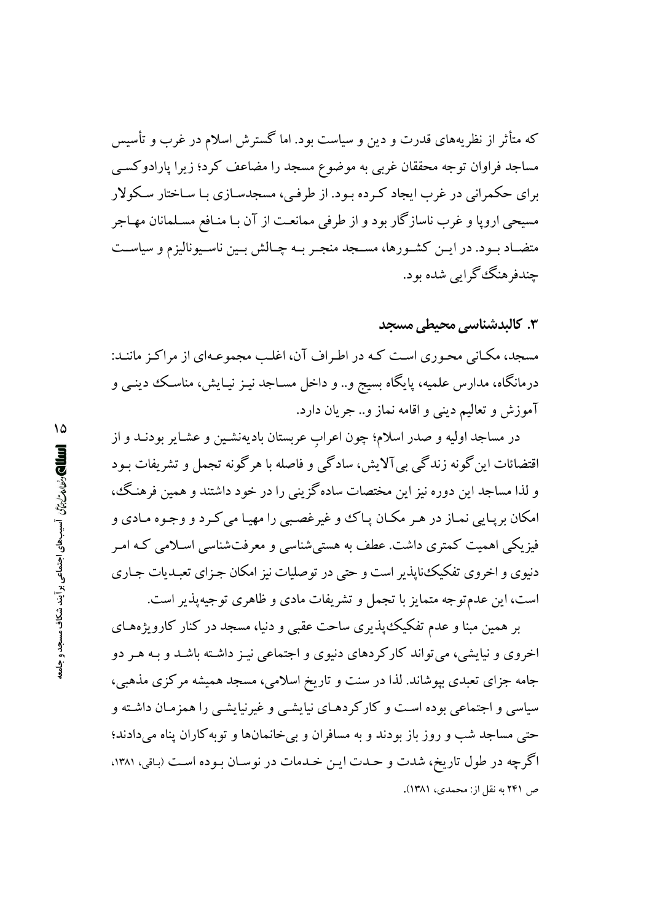که متأثر از نظریه‌های قدرت و دین و سیاست بود. اما گسترش اسلام در غرب و تأسیس مساجد فراوان توجه محققان غربی به موضوع مسجد را مضاعف کرد؛ زیرا پارادوکسی برای حکمرانی در غرب ایجاد کرده بود. از طرفی، مسجدسازی با ساختار سکولار مسیحی اروپا و غرب ناسازگار بود و از طرفی ممانعت از آن با منافع مسلمانان مهاجر متضاد بود. در این کشورها، مسجد منجر به چالش بین ناسیونالیزم و سیاست چندفرهنگ‌گرایی شده بود.

### ۳. کالبدشناسی محیطی مسجد

مسجد، مکانی محوری است که در اطراف آن، اغلب مجموعه‌ای از مراکز مانند: درمانگاه، مدارس علمیه، پایگاه بسیج و.. و داخل مساجد نیز نیایش، مناسک دینی و آموزش و تعالیم دینی و اقامه نماز و.. جریان دارد.

در مساجد اولیه و صدر اسلام؛ چون اعرابِ عربستان بادیه‌نشین و عشایر بودند و از اقتضائات این‌گونه زندگی بی‌آلایش، سادگی و فاصله با هرگونه تجمل و تشریفات بود و لذا مساجد این دوره نیز این مختصات ساده‌گزینی را در خود داشتند و همین فرهنگ، امکان برپایی نماز در هر مکان پاک و غیرغصبی را مهیا می‌کرد و وجوه مادی و فیزیکی اهمیت کمتری داشت. عطف به هستی‌شناسی و معرفت‌شناسی اسلامی که امر دنیوی و اخروی تفکیک‌ناپذیر است و حتی در توصلیات نیز امکان جزای تعبدیات جاری است، این عدم‌توجه متمایز با تجمل و تشریفات مادی و ظاهری توجیه‌پذیر است.

بر همین مبنا و عدم تفکیک‌پذیری ساحت عقبی و دنیا، مسجد در کنار کارویژه‌های اخروی و نیایشی، می‌تواند کارکردهای دنیوی و اجتماعی نیز داشته باشد و به هر دو جامه جزای تعبدی بپوشاند. لذا در سنت و تاریخ اسلامی، مسجد همیشه مرکزی مذهبی، سیاسی و اجتماعی بوده است و کارکردهای نیایشی و غیرنیایشی را همزمان داشته و حتی مساجد شب و روز باز بودند و به مسافران و بی‌خانمان‌ها و توبه‌کاران پناه می‌دادند؛ اگرچه در طول تاریخ، شدت و حدت این خدمات در نوسان بوده است (باقی، ۱۳۸۱، ص ۲۴۱ به نقل از: محمدی، ۱۳۸۱).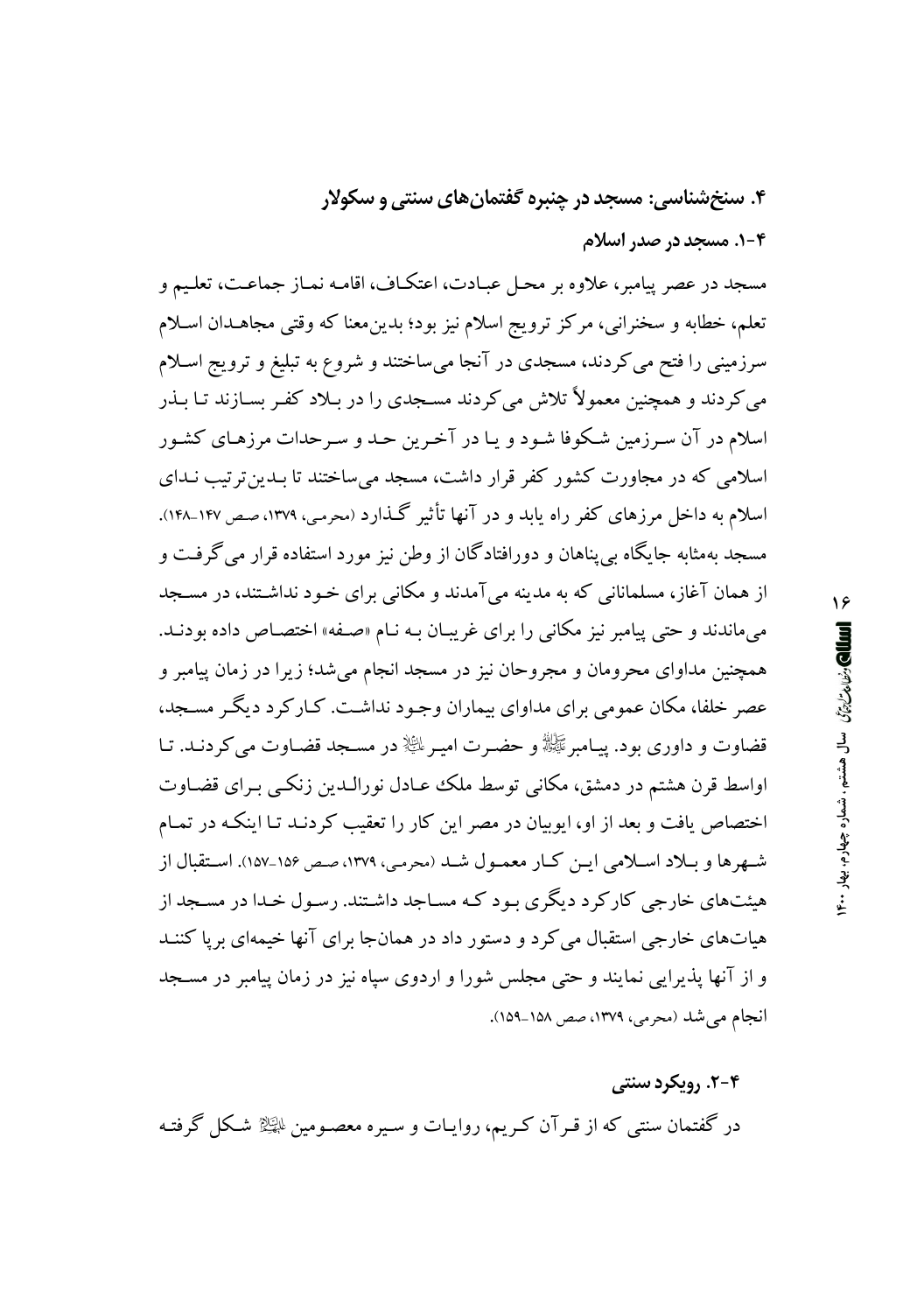## ۴. سنخ‌شناسی: مسجد در چنبره گفتمان‌های سنتی و سکولار

### ۴-۱. مسجد در صدر اسلام

مسجد در عصر پیامبر، علاوه بر محل عبادت، اعتکاف، اقامه نماز جماعت، تعلیم و تعلم، خطابه و سخنرانی، مرکز ترویج اسلام نیز بود؛ بدین‌معنا که وقتی مجاهدان اسلام سرزمینی را فتح می‌کردند، مسجدی در آنجا می‌ساختند و شروع به تبلیغ و ترویج اسلام می‌کردند و همچنین معمولاً تلاش می‌کردند مسجدی را در بلاد کفر بسازند تا بذر اسلام در آن سرزمین شکوفا شود و یا در آخرین حد و سرحدات مرزهای کشور اسلامی که در مجاورت کشور کفر قرار داشت، مسجد می‌ساختند تا بدین‌ترتیب ندای اسلام به داخل مرزهای کفر راه یابد و در آنها تأثیر گذارد (محرمی، ۱۳۷۹، صص ۱۴۷-۱۴۸). مسجد به‌مثابه جایگاه بی‌پناهان و دورافتادگان از وطن نیز مورد استفاده قرار می‌گرفت و از همان آغاز، مسلمانانی که به مدینه می‌آمدند و مکانی برای خود نداشتند، در مسجد می‌ماندند و حتی پیامبر نیز مکانی را برای غریبان به نام «صفه» اختصاص داده بودند. همچنین مداوای محرومان و مجروحان نیز در مسجد انجام می‌شد؛ زیرا در زمان پیامبر و عصر خلفا، مکان عمومی برای مداوای بیماران وجود نداشت. کارکرد دیگر مسجد، قضاوت و داوری بود. پیامبر ﷺ و حضرت امیر ؈ در مسجد قضاوت می‌کردند. تا اواسط قرن هشتم در دمشق، مکانی توسط ملک عادل نورالدین زنکی برای قضاوت اختصاص یافت و بعد از او، ایوبیان در مصر این کار را تعقیب کردند تا اینکه در تمام شهرها و بلاد اسلامی این کار معمول شد (محرمی، ۱۳۷۹، صص ۱۵۶-۱۵۷). استقبال از هیئت‌های خارجی کارکرد دیگری بود که مساجد داشتند. رسول خدا در مسجد از هیات‌های خارجی استقبال می‌کرد و دستور داد در همان‌جا برای آنها خیمه‌ای برپا کنند و از آنها پذیرایی نمایند و حتی مجلس شورا و اردوی سپاه نیز در زمان پیامبر در مسجد انجام می‌شد (محرمی، ۱۳۷۹، صص ۱۵۸-۱۵۹).

### ۴-۲. رویکرد سنتی

در گفتمان سنتی که از قرآن کریم، روایات و سیره معصومین ؊ شکل گرفته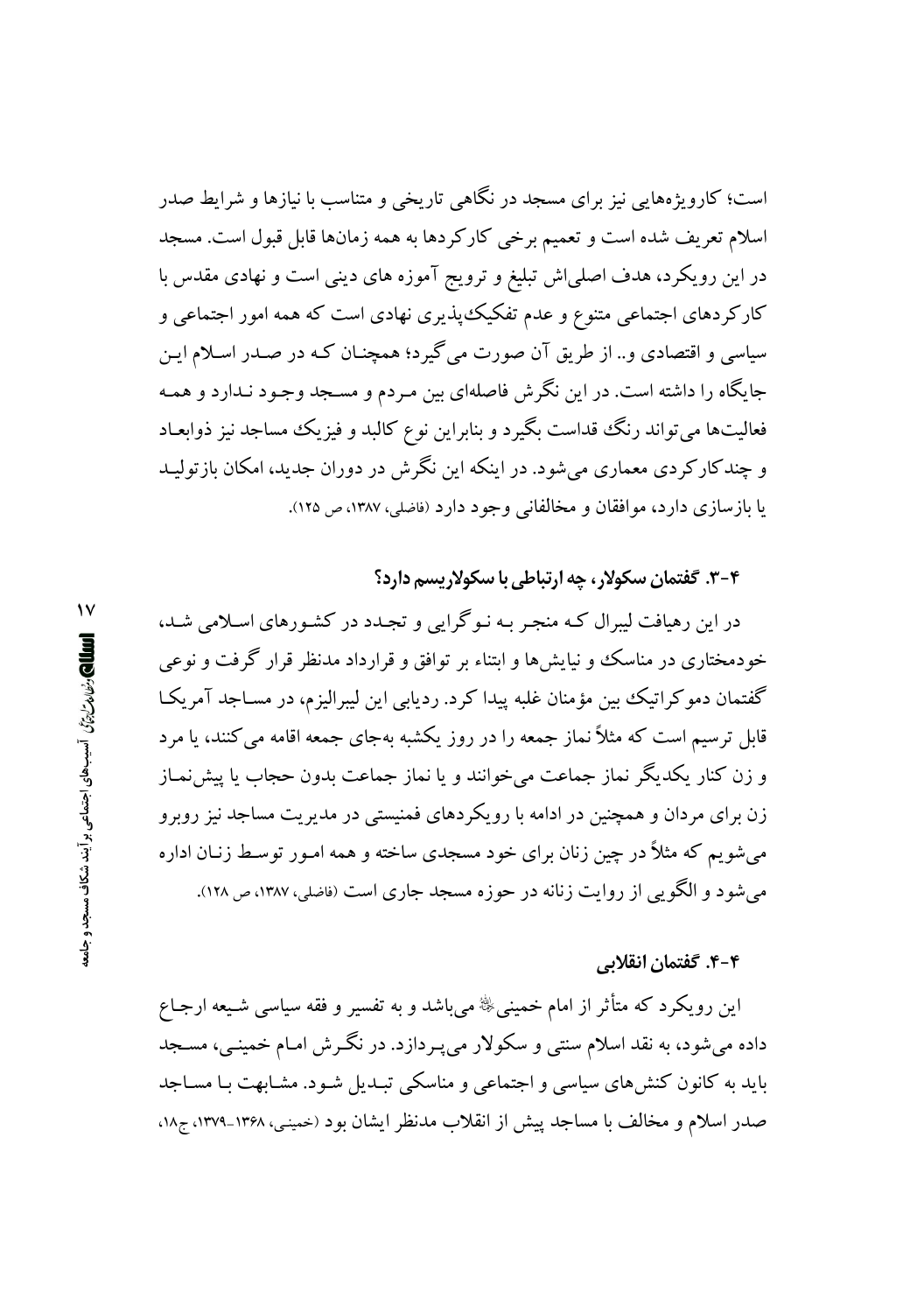است؛ کارویژه‌هایی نیز برای مسجد در نگاهی تاریخی و متناسب با نیازها و شرایط صدر اسلام تعریف شده است و تعمیم برخی کارکردها به همه زمان‌ها قابل قبول است. مسجد در این رویکرد، هدف اصلی‌اش تبلیغ و ترویج آموزه های دینی است و نهادی مقدس با کارکردهای اجتماعی متنوع و عدم تفکیک‌پذیری نهادی است که همه امور اجتماعی و سیاسی و اقتصادی و.. از طریق آن صورت می‌گیرد؛ همچنان که در صدر اسلام این جایگاه را داشته است. در این نگرش فاصله‌ای بین مردم و مسجد وجود ندارد و همه فعالیت‌ها می‌تواند رنگ قداست بگیرد و بنابراین نوع کالبد و فیزیک مساجد نیز ذوابعاد و چندکارکردی معماری می‌شود. در اینکه این نگرش در دوران جدید، امکان بازتولید یا بازسازی دارد، موافقان و مخالفانی وجود دارد (فاضلی، ۱۳۸۷، ص ۱۲۵).

### ۴-۳. گفتمان سکولار، چه ارتباطی با سکولاریسم دارد؟

در این رهیافت لیبرال که منجر به نوگرایی و تجدد در کشورهای اسلامی شد، خودمختاری در مناسک و نیایش‌ها و ابتناء بر توافق و قرارداد مدنظر قرار گرفت و نوعی گفتمان دموکراتیک بین مؤمنان غلبه پیدا کرد. ردیابی این لیبرالیزم، در مساجد آمریکا قابل ترسیم است که مثلاً نماز جمعه را در روز یکشبه به‌جای جمعه اقامه می‌کنند، یا مرد و زن کنار یکدیگر نماز جماعت می‌خوانند و یا نماز جماعت بدون حجاب یا پیش‌نماز زن برای مردان و همچنین در ادامه با رویکردهای فمنیستی در مدیریت مساجد نیز روبرو می‌شویم که مثلاً در چین زنان برای خود مسجدی ساخته و همه امور توسط زنان اداره می‌شود و الگویی از روایت زنانه در حوزه مسجد جاری است (فاضلی، ۱۳۸۷، ص ۱۲۸).

### ۴-۴. گفتمان انقلابی

این رویکرد که متأثر از امام خمینی؇ می‌باشد و به تفسیر و فقه سیاسی شیعه ارجاع داده می‌شود، به نقد اسلام سنتی و سکولار می‌پردازد. در نگرش امام خمینی، مسجد باید به کانون کنش‌های سیاسی و اجتماعی و مناسکی تبدیل شود. مشابهت با مساجد صدر اسلام و مخالف با مساجد پیش از انقلاب مدنظر ایشان بود (خمینی، ۱۳۶۸-۱۳۷۹، ج۱۸،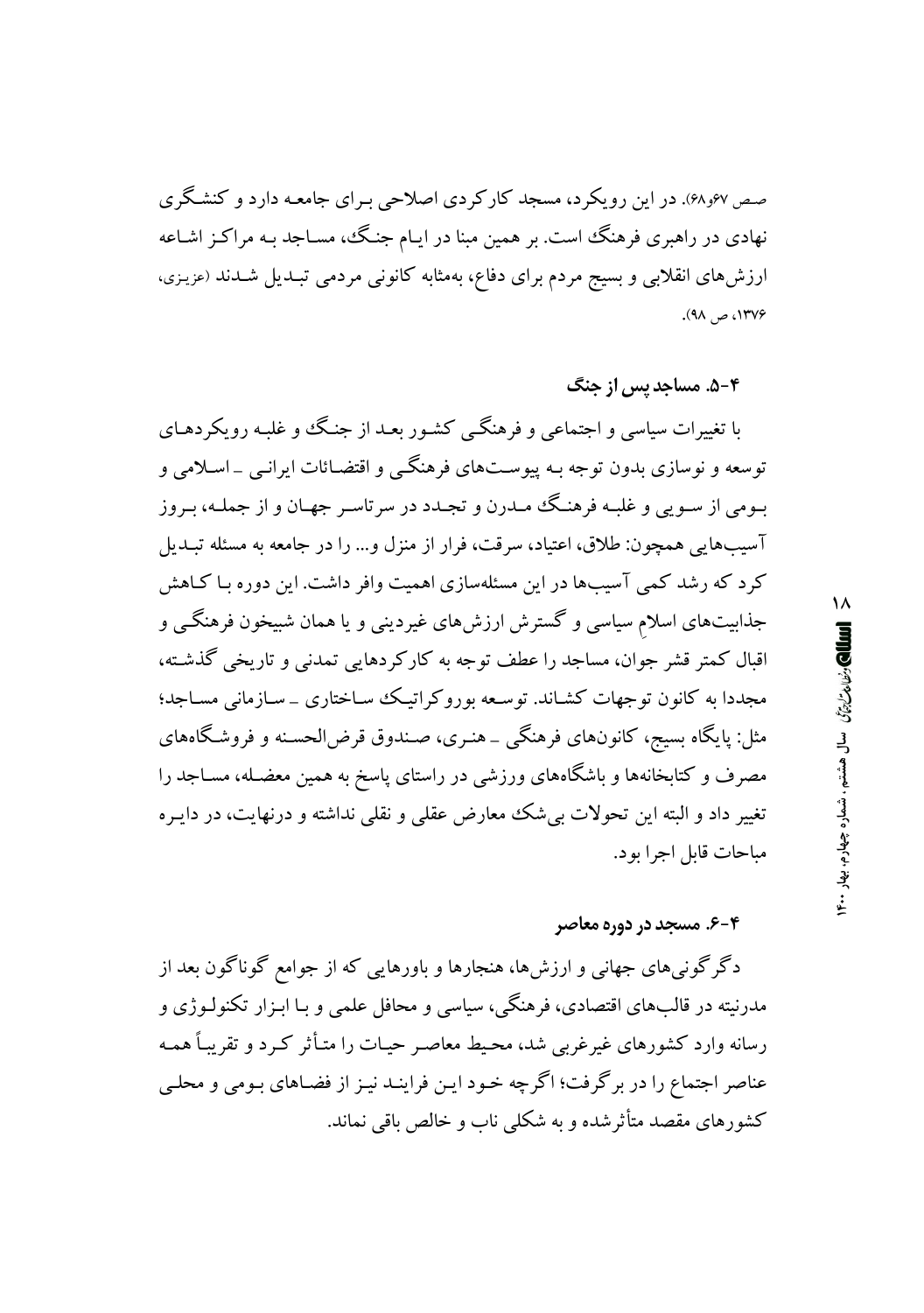صص ۶۷و۶۸). در این رویکرد، مسجد کارکردی اصلاحی برای جامعه دارد و کنشگری نهادی در راهبری فرهنگ است. بر همین مبنا در ایام جنگ، مساجد به مراکز اشاعه ارزش‌های انقلابی و بسیج مردم برای دفاع، به‌مثابه کانونی مردمی تبدیل شدند (عزیزی، ۱۳۷۶، ص ۹۸).

### ۴-۵. مساجد پس از جنگ

با تغییرات سیاسی و اجتماعی و فرهنگی کشور بعد از جنگ و غلبه رویکردهای توسعه و نوسازی بدون توجه به پیوست‌های فرهنگی و اقتضائات ایرانی ـ اسلامی و بومی از سویی و غلبه فرهنگ مدرن و تجدد در سرتاسر جهان و از جمله، بروز آسیب‌هایی همچون: طلاق، اعتیاد، سرقت، فرار از منزل و... را در جامعه به مسئله تبدیل کرد که رشد کمی آسیب‌ها در این مسئله‌سازی اهمیت وافر داشت. این دوره با کاهش جذابیت‌های اسلامِ سیاسی و گسترش ارزش‌های غیردینی و یا همان شبیخون فرهنگی و اقبال کمتر قشر جوان، مساجد را عطف توجه به کارکردهایی تمدنی و تاریخی گذشته، مجددا به کانون توجهات کشاند. توسعه بوروکراتیک ساختاری ـ سازمانی مساجد؛ مثل: پایگاه بسیج، کانون‌های فرهنگی ـ هنری، صندوق قرض‌الحسنه و فروشگاه‌های مصرف و کتابخانه‌ها و باشگاه‌های ورزشی در راستای پاسخ به همین معضله، مساجد را تغییر داد و البته این تحولات بی‌شک معارض عقلی و نقلی نداشته و درنهایت، در دایره مباحات قابل اجرا بود.

### ۴-۶. مسجد در دوره معاصر

دگرگونی‌های جهانی و ارزش‌ها، هنجارها و باورهایی که از جوامع گوناگون بعد از مدرنیته در قالب‌های اقتصادی، فرهنگی، سیاسی و محافل علمی و با ابزار تکنولوژی و رسانه وارد کشورهای غیرغربی شد، محیط معاصر حیات را متأثر کرد و تقریباً همه عناصر اجتماع را در برگرفت؛ اگرچه خود این فرایند نیز از فضاهای بومی و محلی کشورهای مقصد متأثرشده و به شکلی ناب و خالص باقی نماند.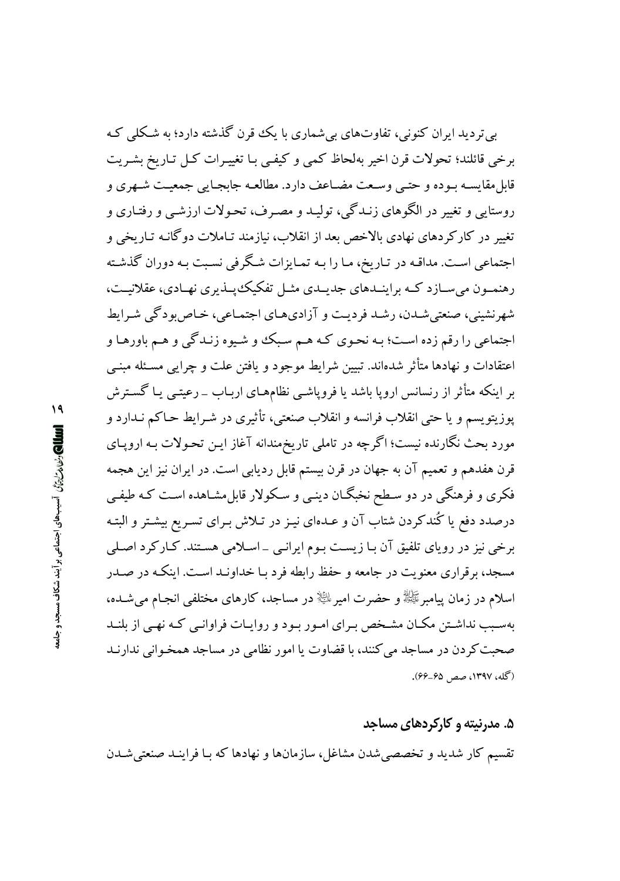بی‌تردید ایران کنونی، تفاوت‌های بی‌شماری با یک قرن گذشته دارد؛ به شکلی که برخی قائلند؛ تحولات قرن اخیر به‌لحاظ کمی و کیفی با تغییرات کل تاریخ بشریت قابل‌مقایسه بوده و حتی وسعت مضاعف دارد. مطالعه جابجایی جمعیت شهری و روستایی و تغییر در الگوهای زندگی، تولید و مصرف، تحولات ارزشی و رفتاری و تغییر در کارکردهای نهادی بالاخص بعد از انقلاب، نیازمند تاملات دوگانه تاریخی و اجتماعی است. مداقه در تاریخ، ما را به تمایزات شگرفی نسبت به دوران گذشته رهنمون می‌سازد که برایندهای جدیدی مثل تفکیک‌پذیری نهادی، عقلانیت، شهرنشینی، صنعتی‌شدن، رشد فردیت و آزادی‌های اجتماعی، خاص‌بودگی شرایط اجتماعی را رقم زده است؛ به نحوی که هم سبک و شیوه زندگی و هم باورها و اعتقادات و نهادها متأثر شده‌اند. تبیین شرایط موجود و یافتن علت و چرایی مسئله مبنی بر اینکه متأثر از رنسانس اروپا باشد یا فروپاشی نظام‌های ارباب ـ رعیتی یا گسترش پوزیتویسم و یا حتی انقلاب فرانسه و انقلاب صنعتی، تأثیری در شرایط حاکم ندارد و مورد بحث نگارنده نیست؛ اگرچه در تاملی تاریخ‌مندانه آغاز این تحولات به اروپای قرن هفدهم و تعمیم آن به جهان در قرن بیستم قابل ردیابی است. در ایران نیز این هجمه فکری و فرهنگی در دو سطح نخبگان دینی و سکولار قابل‌مشاهده است که طیفی درصدد دفع یا کُندکردن شتاب آن و عده‌ای نیز در تلاش برای تسریع بیشتر و البته برخی نیز در رویای تلفیق آن با زیست بوم ایرانی ـ اسلامی هستند. کارکرد اصلی مسجد، برقراری معنویت در جامعه و حفظ رابطه فرد با خداوند است. اینکه در صدر اسلام در زمان پیامبر ﷺ و حضرت امیر علیه‌السلام در مساجد، کارهای مختلفی انجام می‌شده، به‌سبب نداشتن مکان مشخص برای امور بود و روایات فراوانی که نهی از بلند صحبت‌کردن در مساجد می‌کنند، با قضاوت یا امور نظامی در مساجد همخوانی ندارند (گله، ۱۳۹۷، صص ۶۵-۶۶).

## ۵. مدرنیته و کارکردهای مساجد

تقسیم کار شدید و تخصصی‌شدن مشاغل، سازمان‌ها و نهادها که با فرایند صنعتی‌شدن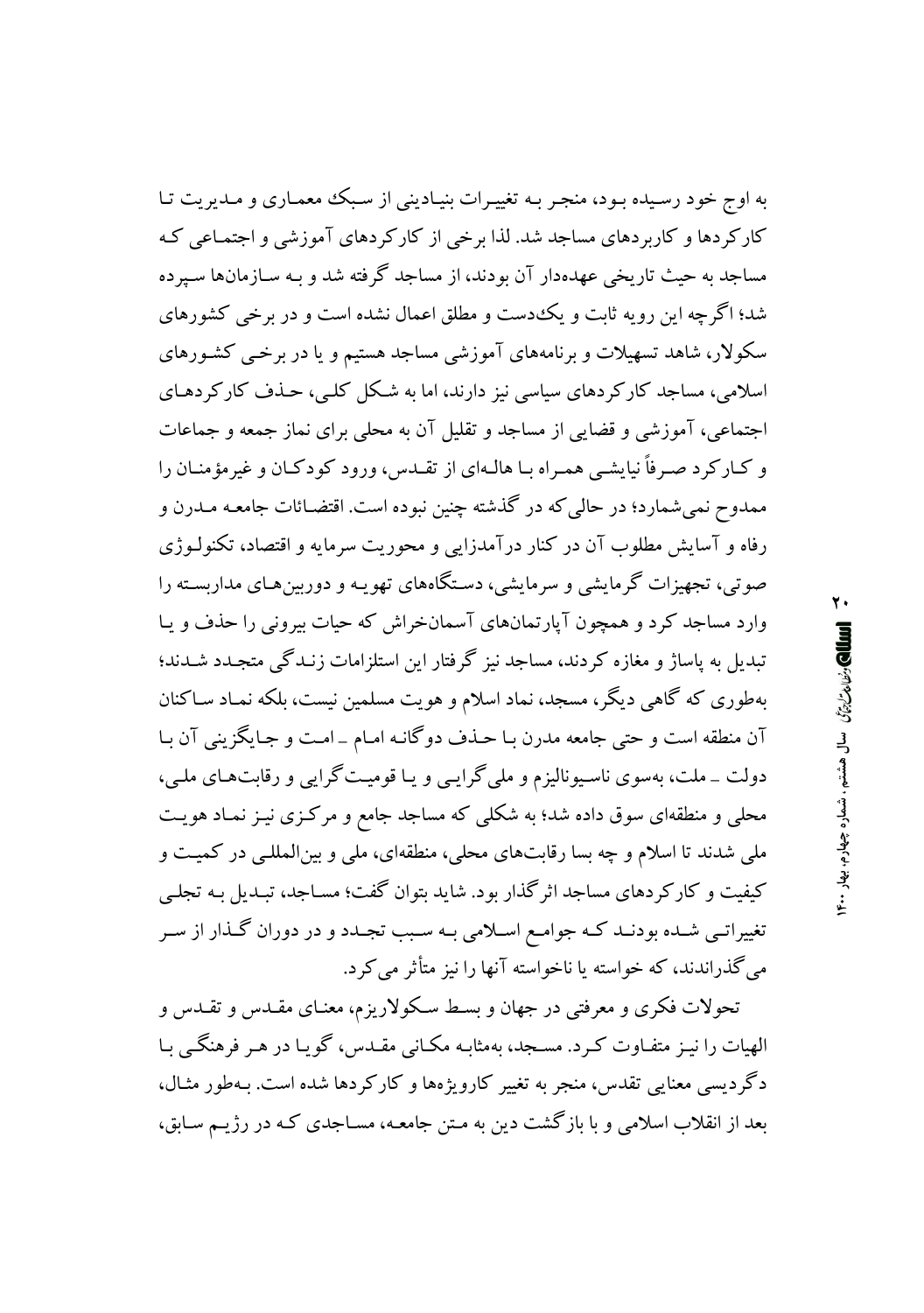به اوج خود رسیده بود، منجر به تغییرات بنیادینی از سبک معماری و مدیریت تا کارکردها و کاربردهای مساجد شد. لذا برخی از کارکردهای آموزشی و اجتماعی که مساجد به حیث تاریخی عهده‌دار آن بودند، از مساجد گرفته شد و به سازمان‌ها سپرده شد؛ اگرچه این رویه ثابت و یک‌دست و مطلق اعمال نشده است و در برخی کشورهای سکولار، شاهد تسهیلات و برنامه‌های آموزشی مساجد هستیم و یا در برخی کشورهای اسلامی، مساجد کارکردهای سیاسی نیز دارند، اما به شکل کلی، حذف کارکردهای اجتماعی، آموزشی و قضایی از مساجد و تقلیل آن به محلی برای نماز جمعه و جماعات و کارکرد صرفاً نیایشی همراه با هاله‌ای از تقدس، ورود کودکان و غیرمؤمنان را ممدوح نمی‌شمارد؛ در حالی که در گذشته چنین نبوده است. اقتضائات جامعه مدرن و رفاه و آسایش مطلوب آن در کنار درآمدزایی و محوریت سرمایه و اقتصاد، تکنولوژی صوتی، تجهیزات گرمایشی و سرمایشی، دستگاه‌های تهویه و دوربین‌های مداربسته را وارد مساجد کرد و همچون آپارتمان‌های آسمان‌خراش که حیات بیرونی را حذف و یا تبدیل به پاساژ و مغازه کردند، مساجد نیز گرفتار این استلزامات زندگی متجدد شدند؛ به‌طوری که گاهی دیگر، مسجد، نماد اسلام و هویت مسلمین نیست، بلکه نماد ساکنان آن منطقه است و حتی جامعه مدرن با حذف دوگانه امام ـ امت و جایگزینی آن با دولت ـ ملت، به‌سوی ناسیونالیزم و ملی‌گرایی و یا قومیت‌گرایی و رقابت‌های ملی، محلی و منطقه‌ای سوق داده شد؛ به شکلی که مساجد جامع و مرکزی نیز نماد هویت ملی شدند تا اسلام و چه بسا رقابت‌های محلی، منطقه‌ای، ملی و بین‌المللی در کمیت و کیفیت و کارکردهای مساجد اثرگذار بود. شاید بتوان گفت؛ مساجد، تبدیل به تجلی تغییراتی شده بودند که جوامع اسلامی به سبب تجدد و در دوران گذار از سر می‌گذراندند، که خواسته یا ناخواسته آنها را نیز متأثر می‌کرد.

تحولات فکری و معرفتی در جهان و بسط سکولاریزم، معنای مقدس و تقدس و الهیات را نیز متفاوت کرد. مسجد، به‌مثابه مکانی مقدس، گویا در هر فرهنگی با دگردیسی معنایی تقدس، منجر به تغییر کارویژه‌ها و کارکردها شده است. به‌طور مثال، بعد از انقلاب اسلامی و با بازگشت دین به متن جامعه، مساجدی که در رژیم سابق،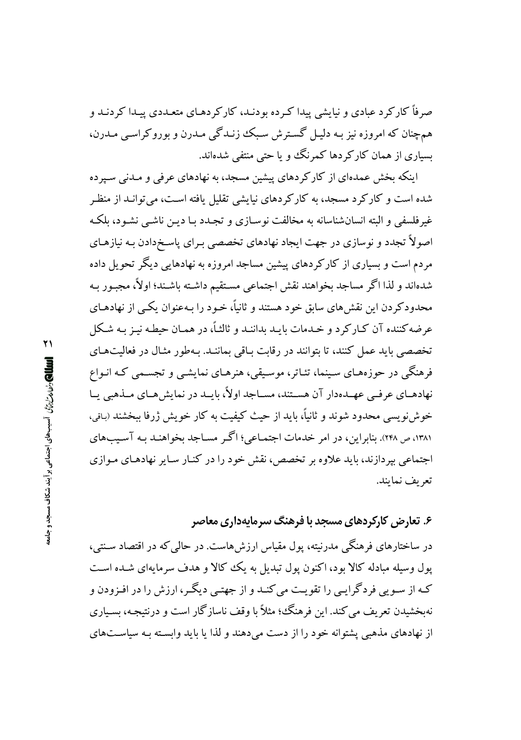صرفاً کارکرد عبادی و نیایشی پیدا کرده بودند، کارکردهای متعددی پیدا کردند و همچنان که امروزه نیز به دلیل گسترش سبک زندگی مدرن و بوروکراسی مدرن، بسیاری از همان کارکردها کمرنگ و یا حتی منتفی شده‌اند.

اینکه بخش عمده‌ای از کارکردهای پیشین مسجد، به نهادهای عرفی و مدنی سپرده شده است و کارکرد مسجد، به کارکردهای نیایشی تقلیل یافته است، می‌تواند از منظر غیرفلسفی و البته انسان‌شناسانه به مخالفت نوسازی و تجدد با دین ناشی نشود، بلکه اصولاً تجدد و نوسازی در جهت ایجاد نهادهای تخصصی برای پاسخ‌دادن به نیازهای مردم است و بسیاری از کارکردهای پیشین مساجد امروزه به نهادهایی دیگر تحویل داده شده‌اند و لذا اگر مساجد بخواهند نقش اجتماعی مستقیم داشته باشند؛ اولاً، مجبور به محدودکردن این نقش‌های سابق خود هستند و ثانیاً، خود را به‌عنوان یکی از نهادهای عرضه‌کننده آن کارکرد و خدمات باید بدانند و ثالثاً، در همان حیطه نیز به شکل تخصصی باید عمل کنند، تا بتوانند در رقابت باقی بمانند. به‌طور مثال در فعالیت‌های فرهنگی در حوزه‌های سینما، تئاتر، موسیقی، هنرهای نمایشی و تجسمی که انواع نهادهای عرفی عهده‌دار آن هستند، مساجد اولاً، باید در نمایش‌های مذهبی یا خوش‌نویسی محدود شوند و ثانیاً، باید از حیث کیفیت به کار خویش ژرفا ببخشند (باقی، ۱۳۸۱، ص ۲۴۸). بنابراین، در امر خدمات اجتماعی؛ اگر مساجد بخواهند به آسیب‌های اجتماعی بپردازند، باید علاوه بر تخصص، نقش خود را در کنار سایر نهادهای موازی تعریف نمایند.

## ۶. تعارض کارکردهای مسجد با فرهنگ سرمایه‌داری معاصر

در ساختارهای فرهنگی مدرنیته، پول مقیاس ارزش‌هاست. در حالی‌که در اقتصاد سنتی، پول وسیله مبادله کالا بود، اکنون پول تبدیل به یک کالا و هدف سرمایه‌ای شده است که از سویی فردگرایی را تقویت می‌کند و از جهتی دیگر، ارزش را در افزودن و نه‌بخشیدن تعریف می‌کند. این فرهنگ؛ مثلاً با وقف ناسازگار است و درنتیجه، بسیاری از نهادهای مذهبی پشتوانه خود را از دست می‌دهند و لذا یا باید وابسته به سیاست‌های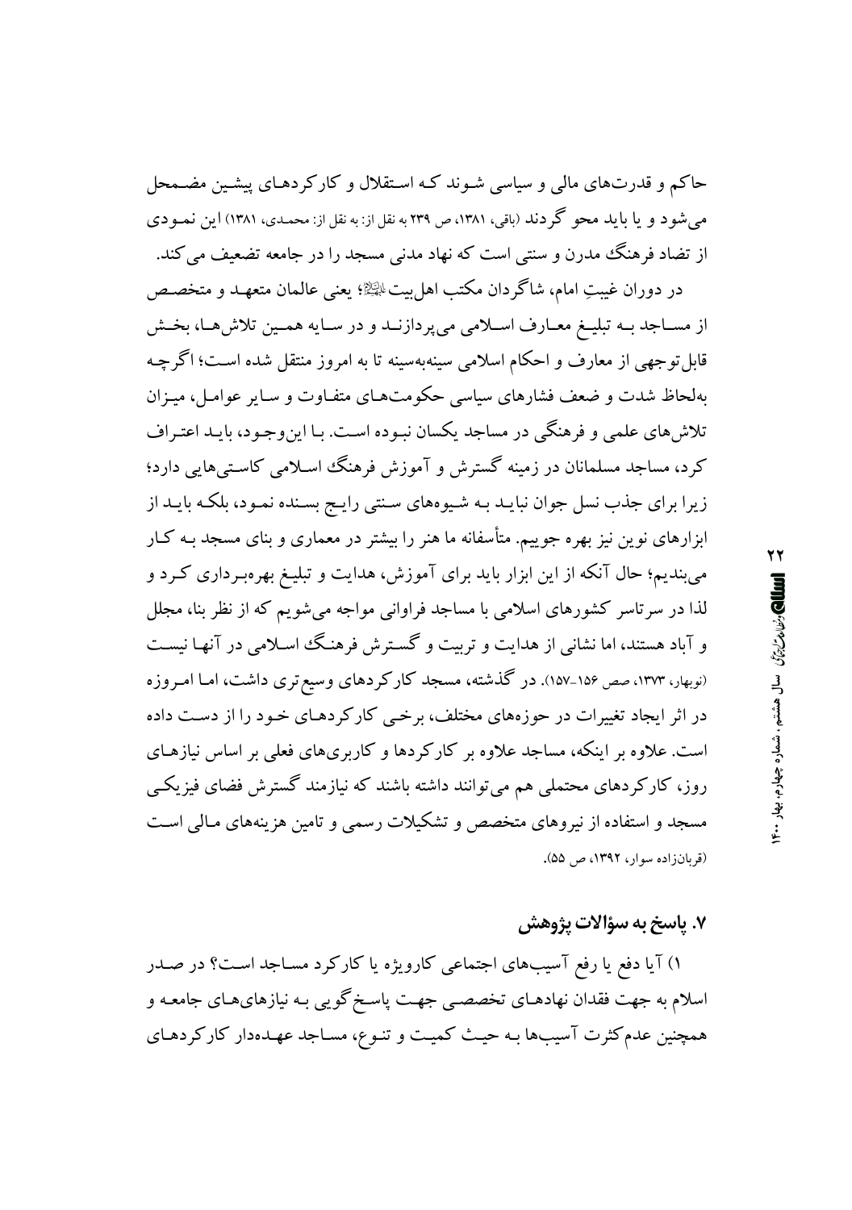حاکم و قدرت‌های مالی و سیاسی شوند که استقلال و کارکردهای پیشین مضمحل می‌شود و یا باید محو گردند (باقی، ۱۳۸۱، ص ۲۳۹ به نقل از: به نقل از: محمدی، ۱۳۸۱) این نمودی از تضاد فرهنگ مدرن و سنتی است که نهاد مدنی مسجد را در جامعه تضعیف می‌کند.

در دوران غیبتِ امام، شاگردان مکتب اهل‌بیت علیهم‌السلام؛ یعنی عالمان متعهد و متخصص از مساجد به تبلیغ معارف اسلامی می‌پردازند و در سایه همین تلاش‌ها، بخش قابل‌توجهی از معارف و احکام اسلامی سینه‌به‌سینه تا به امروز منتقل شده است؛ اگرچه به‌لحاظ شدت و ضعف فشارهای سیاسی حکومت‌های متفاوت و سایر عوامل، میزان تلاش‌های علمی و فرهنگی در مساجد یکسان نبوده است. با این‌وجود، باید اعتراف کرد، مساجد مسلمانان در زمینه گسترش و آموزش فرهنگ اسلامی کاستی‌هایی دارد؛ زیرا برای جذب نسل جوان نباید به شیوه‌های سنتی رایج بسنده نمود، بلکه باید از ابزارهای نوین نیز بهره جوییم. متأسفانه ما هنر را بیشتر در معماری و بنای مسجد به کار می‌بندیم؛ حال آنکه از این ابزار باید برای آموزش، هدایت و تبلیغ بهره‌برداری کرد و لذا در سرتاسر کشورهای اسلامی با مساجد فراوانی مواجه می‌شویم که از نظر بنا، مجلل و آباد هستند، اما نشانی از هدایت و تربیت و گسترش فرهنگ اسلامی در آنها نیست (نوبهار، ۱۳۷۳، صص ۱۵۶-۱۵۷). در گذشته، مسجد کارکردهای وسیع‌تری داشت، اما امروزه در اثر ایجاد تغییرات در حوزه‌های مختلف، برخی کارکردهای خود را از دست داده است. علاوه بر اینکه، مساجد علاوه بر کارکردها و کاربری‌های فعلی بر اساس نیازهای روز، کارکردهای محتملی هم می‌توانند داشته باشند که نیازمند گسترش فضای فیزیکی مسجد و استفاده از نیروهای متخصص و تشکیلات رسمی و تامین هزینه‌های مالی است (قربان‌زاده سوار، ۱۳۹۲، ص ۵۵).

## ۷. پاسخ به سؤالات پژوهش

۱) آیا دفع یا رفع آسیب‌های اجتماعی کارویژه یا کارکرد مساجد است؟ در صدر اسلام به جهت فقدان نهادهای تخصصی جهت پاسخ‌گویی به نیازهای جامعه و همچنین عدم‌کثرت آسیب‌ها به حیث کمیت و تنوع، مساجد عهده‌دار کارکردهای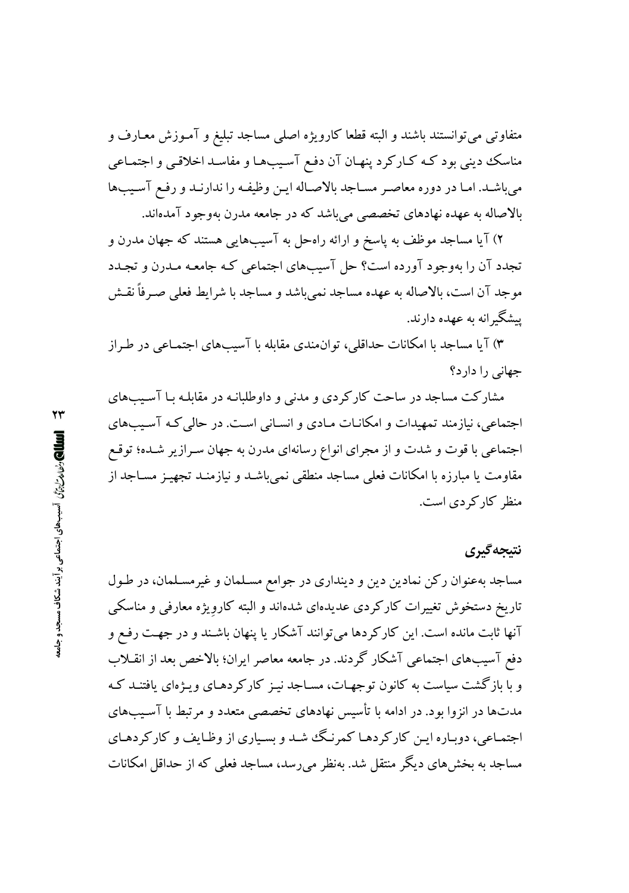متفاوتی می‌توانستند باشند و البته قطعا کارویژه اصلی مساجد تبلیغ و آموزش معارف و مناسک دینی بود که کارکرد پنهان آن دفع آسیب‌ها و مفاسد اخلاقی و اجتماعی می‌باشد. اما در دوره معاصر مساجد بالاصاله این وظیفه را ندارند و رفع آسیب‌ها بالاصاله به عهده نهادهای تخصصی می‌باشد که در جامعه مدرن به‌وجود آمده‌اند.

۲) آیا مساجد موظف به پاسخ و ارائه راه‌حل به آسیب‌هایی هستند که جهان مدرن و تجدد آن را به‌وجود آورده است؟ حل آسیب‌های اجتماعی که جامعه مدرن و تجدد موجد آن است، بالاصاله به عهده مساجد نمی‌باشد و مساجد با شرایط فعلی صرفاً نقش پیشگیرانه به عهده دارند.

۳) آیا مساجد با امکانات حداقلی، توان‌مندی مقابله با آسیب‌های اجتماعی در طراز جهانی را دارد؟

مشارکت مساجد در ساحت کارکردی و مدنی و داوطلبانه در مقابله با آسیب‌های اجتماعی، نیازمند تمهیدات و امکانات مادی و انسانی است. در حالی که آسیب‌های اجتماعی با قوت و شدت و از مجرای انواع رسانه‌ای مدرن به جهان سرازیر شده؛ توقع مقاومت یا مبارزه با امکانات فعلی مساجد منطقی نمی‌باشد و نیازمند تجهیز مساجد از منظر کارکردی است.

## نتیجه‌گیری

مساجد به‌عنوان رکن نمادین دین و دینداری در جوامع مسلمان و غیرمسلمان، در طول تاریخ دستخوش تغییرات کارکردی عدیده‌ای شده‌اند و البته کارویژه معارفی و مناسکی آنها ثابت مانده است. این کارکردها می‌توانند آشکار یا پنهان باشند و در جهت رفع و دفع آسیب‌های اجتماعی آشکار گردند. در جامعه معاصر ایران؛ بالاخص بعد از انقلاب و با بازگشت سیاست به کانون توجهات، مساجد نیز کارکردهای ویژه‌ای یافتند که مدت‌ها در انزوا بود. در ادامه با تأسیس نهادهای تخصصی متعدد و مرتبط با آسیب‌های اجتماعی، دوباره این کارکردها کمرنگ شد و بسیاری از وظایف و کارکردهای مساجد به بخش‌های دیگر منتقل شد. به‌نظر می‌رسد، مساجد فعلی که از حداقل امکانات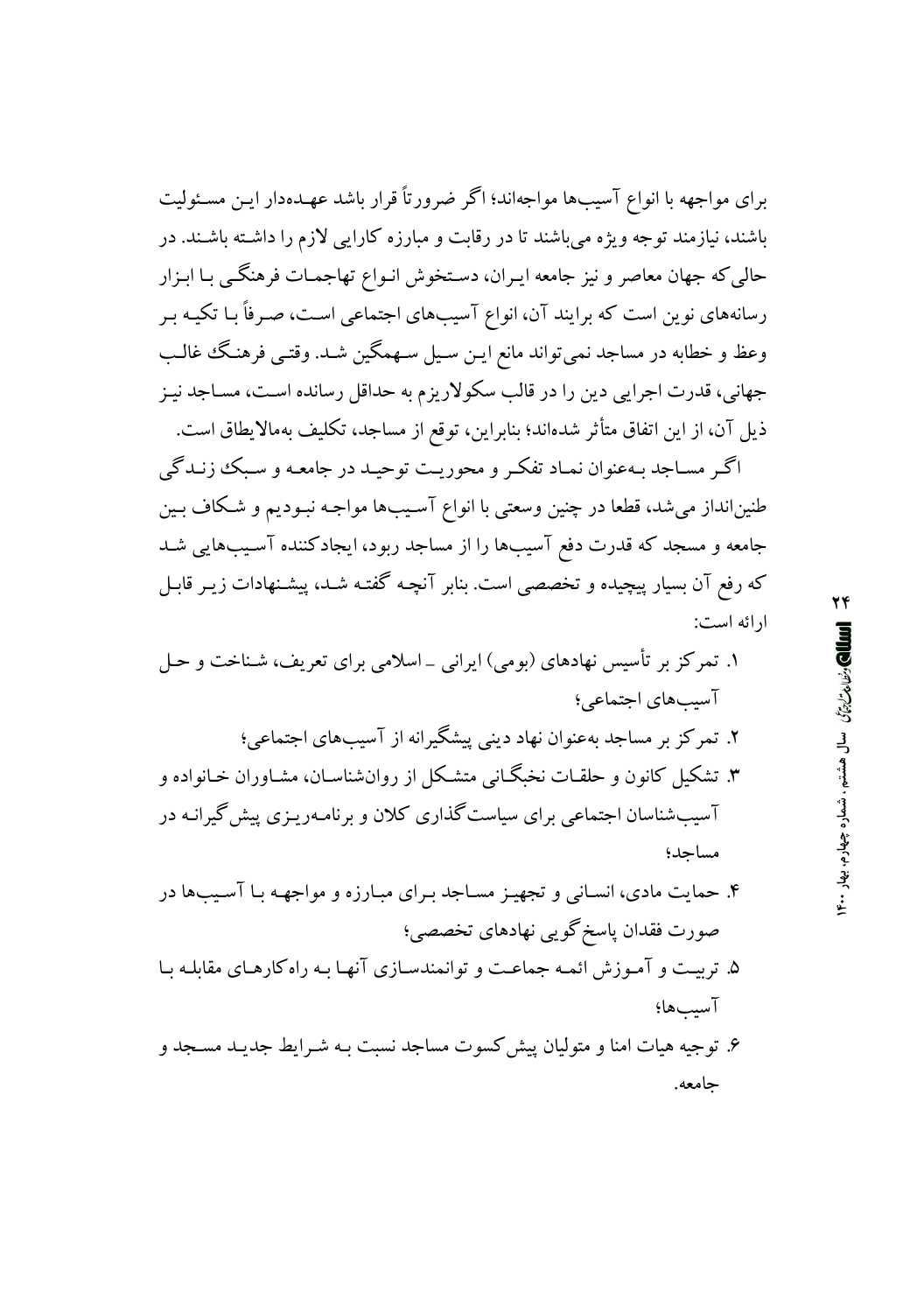برای مواجهه با انواع آسیب‌ها مواجه‌اند؛ اگر ضرورتاً قرار باشد عهده‌دار این مسئولیت باشند، نیازمند توجه ویژه می‌باشند تا در رقابت و مبارزه کارایی لازم را داشته باشند. در حالی‌که جهان معاصر و نیز جامعه ایران، دستخوش انواع تهاجمات فرهنگی با ابزار رسانه‌های نوین است که برایند آن، انواع آسیب‌های اجتماعی است، صرفاً با تکیه بر وعظ و خطابه در مساجد نمی‌تواند مانع این سیل سهمگین شد. وقتی فرهنگ غالب جهانی، قدرت اجرایی دین را در قالب سکولاریزم به حداقل رسانده است، مساجد نیز ذیل آن، از این اتفاق متأثر شده‌اند؛ بنابراین، توقع از مساجد، تکلیف به‌مالایطاق است.

اگر مساجد به‌عنوان نماد تفکر و محوریت توحید در جامعه و سبک زندگی طنین‌انداز می‌شد، قطعا در چنین وسعتی با انواع آسیب‌ها مواجه نبودیم و شکاف بین جامعه و مسجد که قدرت دفع آسیب‌ها را از مساجد ربود، ایجادکننده آسیب‌هایی شد که رفع آن بسیار پیچیده و تخصصی است. بنابر آنچه گفته شد، پیشنهادات زیر قابل ارائه است:

۱. تمرکز بر تأسیس نهادهای (بومی) ایرانی ـ اسلامی برای تعریف، شناخت و حل آسیب‌های اجتماعی؛
۲. تمرکز بر مساجد به‌عنوان نهاد دینی پیشگیرانه از آسیب‌های اجتماعی؛
۳. تشکیل کانون و حلقات نخبگانی متشکل از روان‌شناسان، مشاوران خانواده و آسیب‌شناسان اجتماعی برای سیاست‌گذاری کلان و برنامه‌ریزی پیش‌گیرانه در مساجد؛
۴. حمایت مادی، انسانی و تجهیز مساجد برای مبارزه و مواجهه با آسیب‌ها در صورت فقدان پاسخ‌گویی نهادهای تخصصی؛
۵. تربیت و آموزش ائمه جماعت و توانمندسازی آنها به راه‌کارهای مقابله با آسیب‌ها؛
۶. توجیه هیات امنا و متولیان پیش‌کسوت مساجد نسبت به شرایط جدید مسجد و جامعه.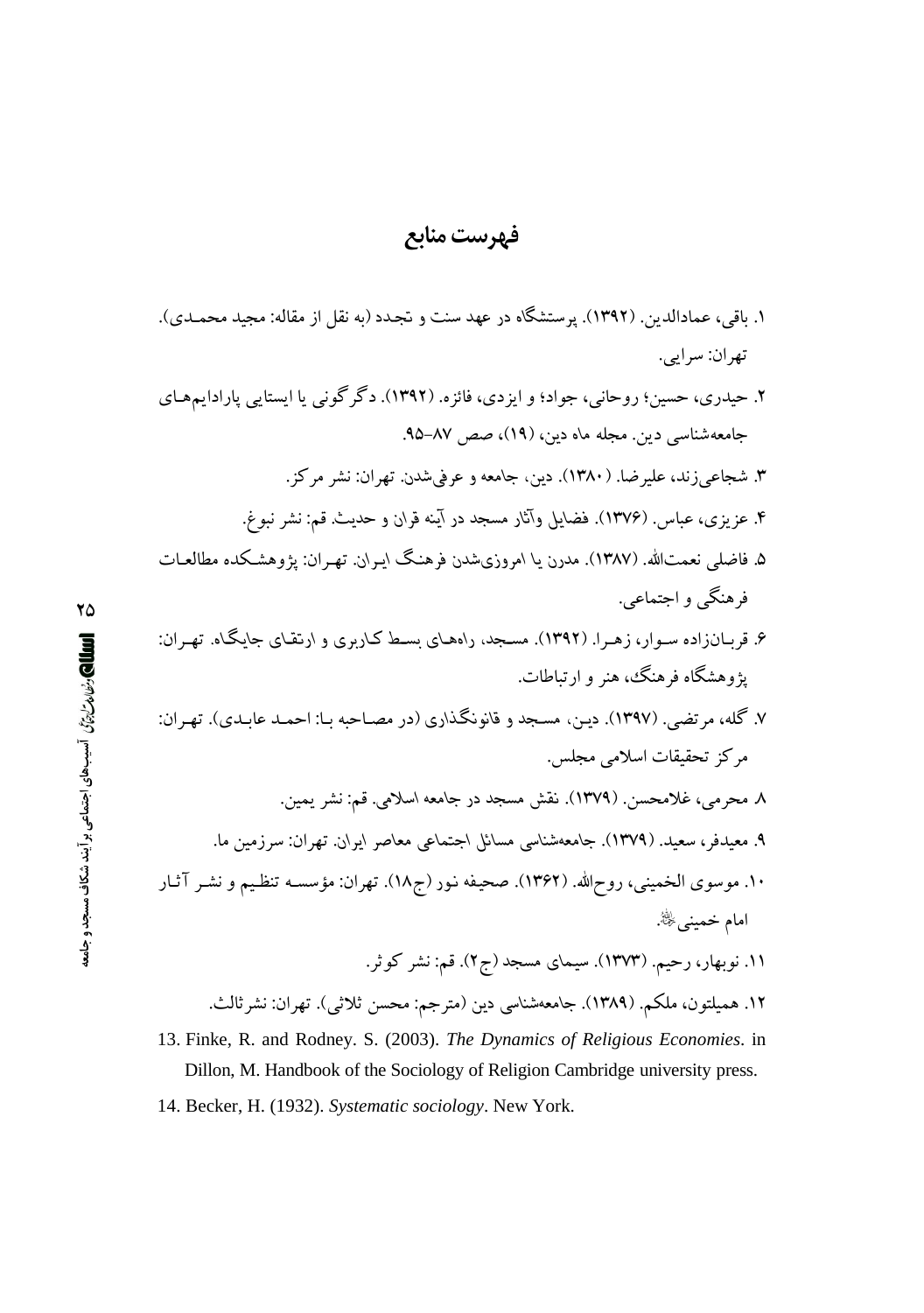# فهرست منابع

۱. باقی، عمادالدین. (۱۳۹۲). پرستشگاه در عهد سنت و تجدد (به نقل از مقاله: مجید محمـدی). تهران: سرایی.

۲. حیدری، حسین؛ روحانی، جواد؛ و ایزدی، فائزه. (۱۳۹۲). دگرگونی یا ایستایی پارادایم‌هـای جامعه‌شناسی دین. مجله ماه دین، (۱۹)، صص ۸۷-۹۵.

۳. شجاعی‌زند، علیرضا. (۱۳۸۰). دین، جامعه و عرفی‌شدن. تهران: نشر مرکز.

۴. عزیزی، عباس. (۱۳۷۶). فضایل وآثار مسجد در آینه قران و حدیث. قم: نشر نبوغ.

۵. فاضلی نعمت‌الله. (۱۳۸۷). مدرن یا امروزی‌شدن فرهنگ ایـران. تهـران: پژوهشـکده مطالعـات فرهنگی و اجتماعی.

۶. قربـان‌زاده سـوار، زهـرا. (۱۳۹۲). مسـجد، راه‌هـای بسـط کـاربری و ارتقـای جایگـاه. تهـران: پژوهشگاه فرهنگ، هنر و ارتباطات.

۷. گله، مرتضی. (۱۳۹۷). دیـن، مسـجد و قانونگذاری (در مصـاحبه بـا: احمـد عابـدی). تهـران: مرکز تحقیقات اسلامی مجلس.

۸. محرمی، غلامحسن. (۱۳۷۹). نقش مسجد در جامعه اسلامی. قم: نشر یمین.

۹. معیدفر، سعید. (۱۳۷۹). جامعه‌شناسی مسائل اجتماعی معاصر ایران. تهران: سرزمین ما.

۱۰. موسوی الخمینی، روح‌الله. (۱۳۶۲). صحیفه نور (ج۱۸). تهران: مؤسسـه تنظـیم و نشـر آثـار امام خمینی.

۱۱. نوبهار، رحیم. (۱۳۷۳). سیمای مسجد (ج۲). قم: نشر کوثر.

۱۲. همیلتون، ملکم. (۱۳۸۹). جامعه‌شناسی دین (مترجم: محسن ثلاثی). تهران: نشر ثالث.

13. Finke, R. and Rodney. S. (2003). *The Dynamics of Religious Economies*. in Dillon, M. Handbook of the Sociology of Religion Cambridge university press.

14. Becker, H. (1932). *Systematic sociology*. New York.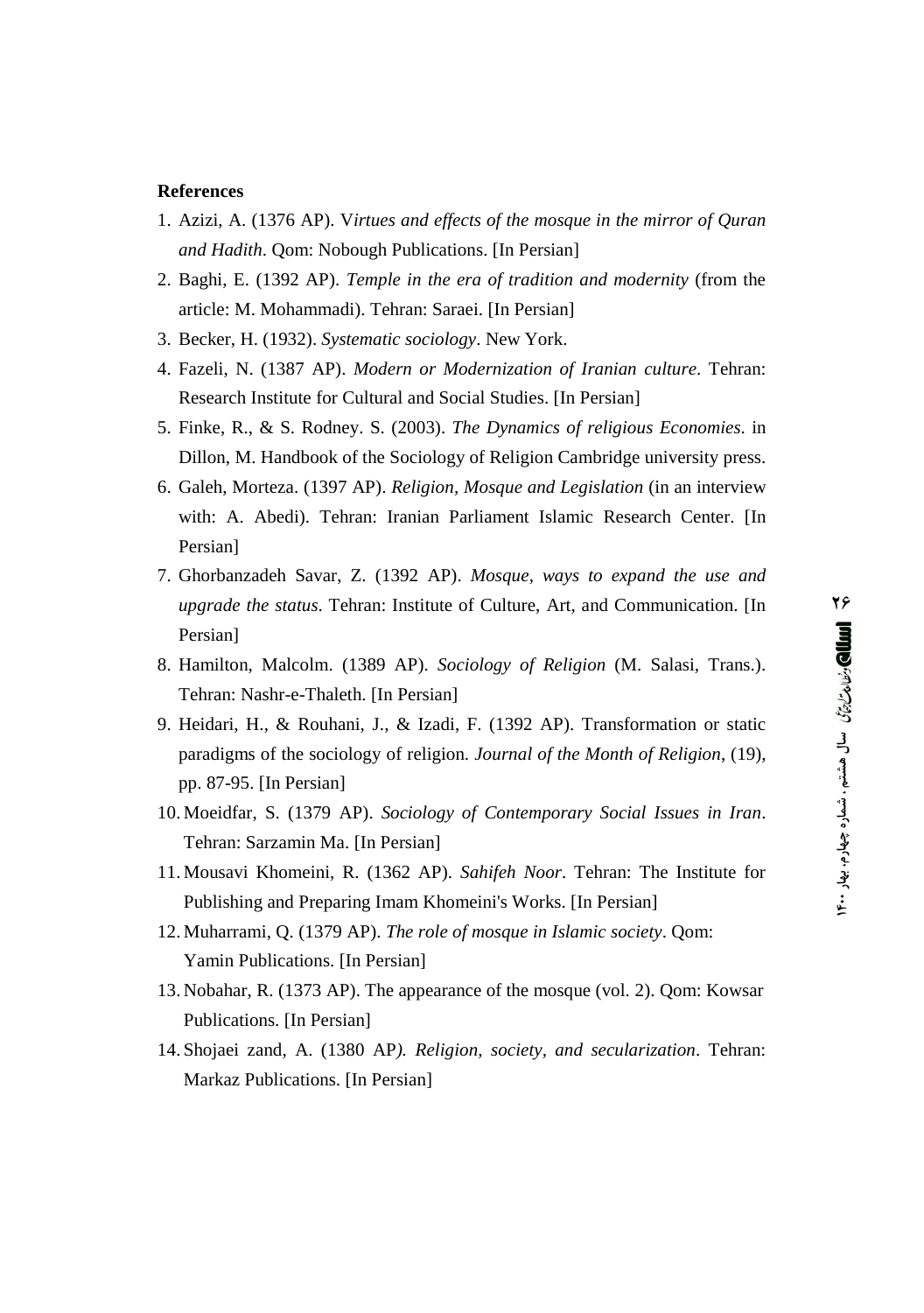**References**

1. Azizi, A. (1376 AP). V*irtues and effects of the mosque in the mirror of Quran and Hadith*. Qom: Nobough Publications. [In Persian]
2. Baghi, E. (1392 AP). *Temple in the era of tradition and modernity* (from the article: M. Mohammadi). Tehran: Saraei. [In Persian]
3. Becker, H. (1932). *Systematic sociology*. New York.
4. Fazeli, N. (1387 AP). *Modern or Modernization of Iranian culture*. Tehran: Research Institute for Cultural and Social Studies. [In Persian]
5. Finke, R., & S. Rodney. S. (2003). *The Dynamics of religious Economies*. in Dillon, M. Handbook of the Sociology of Religion Cambridge university press.
6. Galeh, Morteza. (1397 AP). *Religion, Mosque and Legislation* (in an interview with: A. Abedi). Tehran: Iranian Parliament Islamic Research Center. [In Persian]
7. Ghorbanzadeh Savar, Z. (1392 AP). *Mosque, ways to expand the use and upgrade the status*. Tehran: Institute of Culture, Art, and Communication. [In Persian]
8. Hamilton, Malcolm. (1389 AP). *Sociology of Religion* (M. Salasi, Trans.). Tehran: Nashr-e-Thaleth. [In Persian]
9. Heidari, H., & Rouhani, J., & Izadi, F. (1392 AP). Transformation or static paradigms of the sociology of religion. *Journal of the Month of Religion*, (19), pp. 87-95. [In Persian]
10. Moeidfar, S. (1379 AP). *Sociology of Contemporary Social Issues in Iran*. Tehran: Sarzamin Ma. [In Persian]
11. Mousavi Khomeini, R. (1362 AP). *Sahifeh Noor*. Tehran: The Institute for Publishing and Preparing Imam Khomeini's Works. [In Persian]
12. Muharrami, Q. (1379 AP). *The role of mosque in Islamic society*. Qom: Yamin Publications. [In Persian]
13. Nobahar, R. (1373 AP). The appearance of the mosque (vol. 2). Qom: Kowsar Publications. [In Persian]
14. Shojaei zand, A. (1380 AP*). Religion, society, and secularization*. Tehran: Markaz Publications. [In Persian]